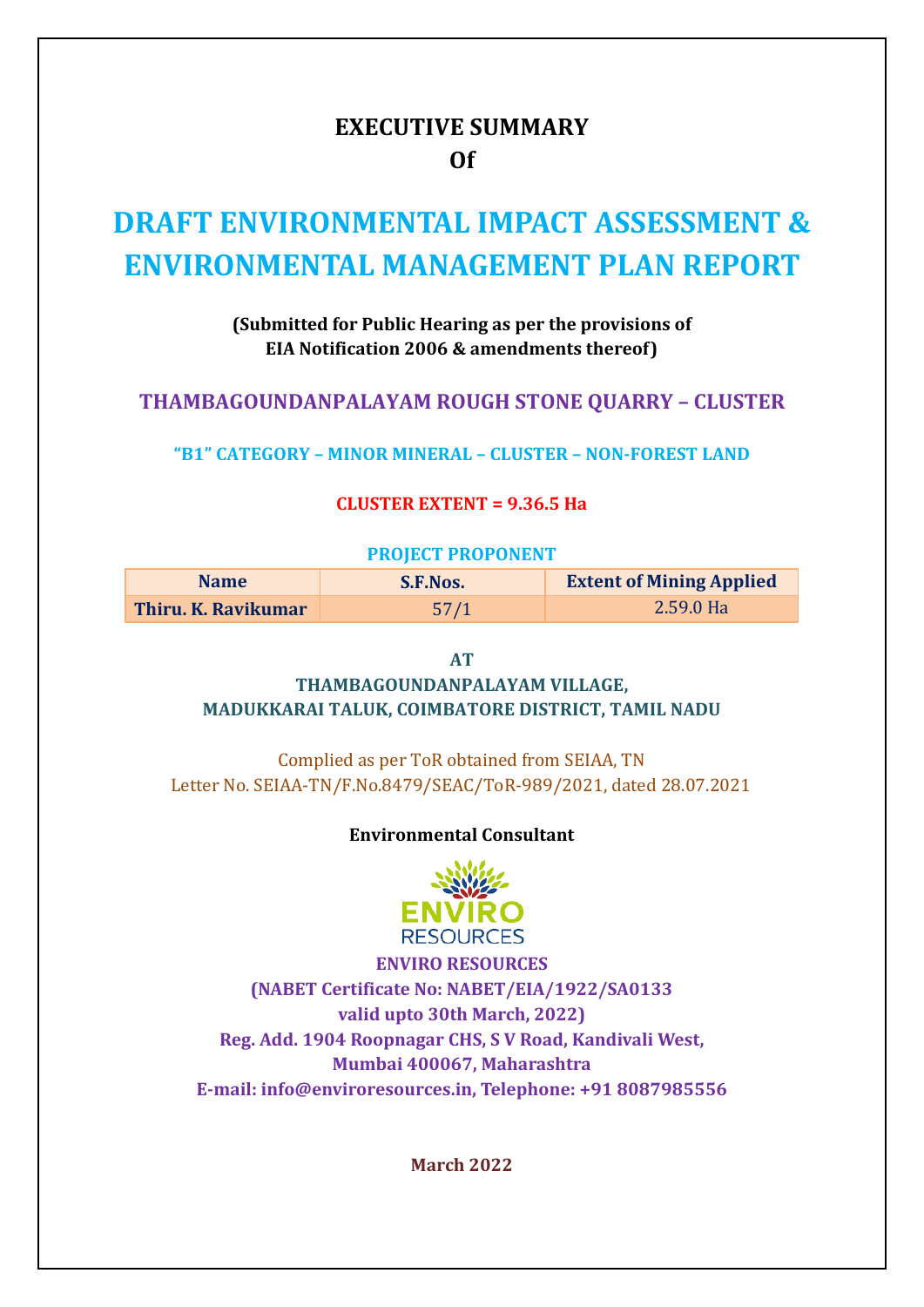# EXECUTIVE SUMMARY
# Of

# DRAFT ENVIRONMENTAL IMPACT ASSESSMENT & ENVIRONMENTAL MANAGEMENT PLAN REPORT

**(Submitted for Public Hearing as per the provisions of EIA Notification 2006 & amendments thereof)**

## THAMBAGOUNDANPALAYAM ROUGH STONE QUARRY – CLUSTER

**"B1" CATEGORY – MINOR MINERAL – CLUSTER – NON-FOREST LAND**

**CLUSTER EXTENT = 9.36.5 Ha**

**PROJECT PROPONENT**

| Name | S.F.Nos. | Extent of Mining Applied |
|---|---|---|
| **Thiru. K. Ravikumar** | 57/1 | 2.59.0 Ha |

**AT**

**THAMBAGOUNDANPALAYAM VILLAGE,**
**MADUKKARAI TALUK, COIMBATORE DISTRICT, TAMIL NADU**

Complied as per ToR obtained from SEIAA, TN
Letter No. SEIAA-TN/F.No.8479/SEAC/ToR-989/2021, dated 28.07.2021

**Environmental Consultant**

ENVIRO RESOURCES

**ENVIRO RESOURCES**
**(NABET Certificate No: NABET/EIA/1922/SA0133 valid upto 30th March, 2022)**
**Reg. Add. 1904 Roopnagar CHS, S V Road, Kandivali West, Mumbai 400067, Maharashtra**
**E-mail: info@enviroresources.in, Telephone: +91 8087985556**

**March 2022**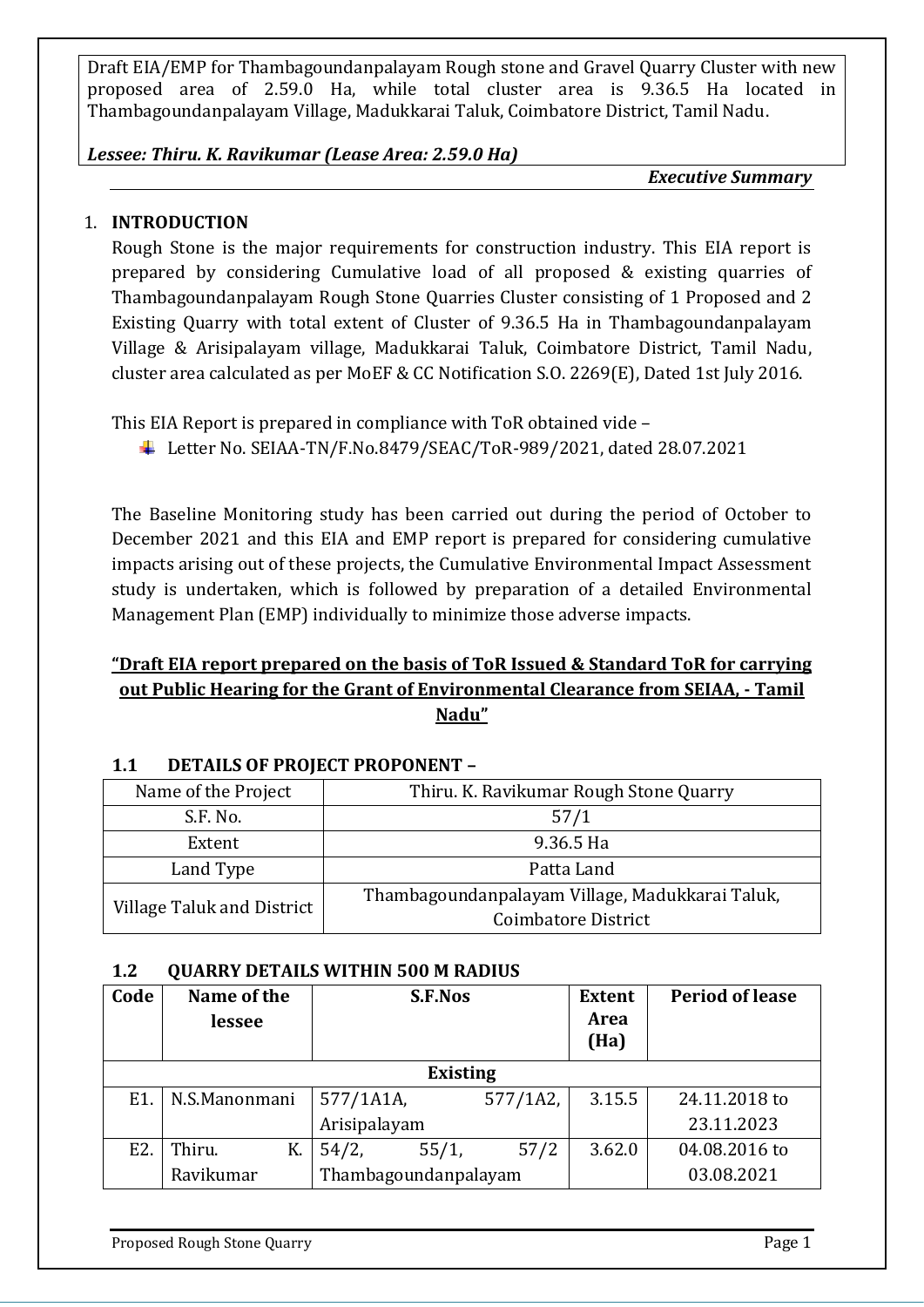Draft EIA/EMP for Thambagoundanpalayam Rough stone and Gravel Quarry Cluster with new proposed area of 2.59.0 Ha, while total cluster area is 9.36.5 Ha located in Thambagoundanpalayam Village, Madukkarai Taluk, Coimbatore District, Tamil Nadu.

*Lessee: Thiru. K. Ravikumar (Lease Area: 2.59.0 Ha)*

*Executive Summary*

## 1. INTRODUCTION

Rough Stone is the major requirements for construction industry. This EIA report is prepared by considering Cumulative load of all proposed & existing quarries of Thambagoundanpalayam Rough Stone Quarries Cluster consisting of 1 Proposed and 2 Existing Quarry with total extent of Cluster of 9.36.5 Ha in Thambagoundanpalayam Village & Arisipalayam village, Madukkarai Taluk, Coimbatore District, Tamil Nadu, cluster area calculated as per MoEF & CC Notification S.O. 2269(E), Dated 1st July 2016.

This EIA Report is prepared in compliance with ToR obtained vide –

- Letter No. SEIAA-TN/F.No.8479/SEAC/ToR-989/2021, dated 28.07.2021

The Baseline Monitoring study has been carried out during the period of October to December 2021 and this EIA and EMP report is prepared for considering cumulative impacts arising out of these projects, the Cumulative Environmental Impact Assessment study is undertaken, which is followed by preparation of a detailed Environmental Management Plan (EMP) individually to minimize those adverse impacts.

**"Draft EIA report prepared on the basis of ToR Issued & Standard ToR for carrying out Public Hearing for the Grant of Environmental Clearance from SEIAA, - Tamil Nadu"**

### 1.1 DETAILS OF PROJECT PROPONENT –

| Name of the Project | Thiru. K. Ravikumar Rough Stone Quarry |
|---|---|
| S.F. No. | 57/1 |
| Extent | 9.36.5 Ha |
| Land Type | Patta Land |
| Village Taluk and District | Thambagoundanpalayam Village, Madukkarai Taluk, Coimbatore District |

### 1.2 QUARRY DETAILS WITHIN 500 M RADIUS

| Code | Name of the lessee | S.F.Nos | Extent Area (Ha) | Period of lease |
|---|---|---|---|---|
| **Existing** | | | | |
| E1. | N.S.Manonmani | 577/1A1A, 577/1A2, Arisipalayam | 3.15.5 | 24.11.2018 to 23.11.2023 |
| E2. | Thiru. K. Ravikumar | 54/2, 55/1, 57/2 Thambagoundanpalayam | 3.62.0 | 04.08.2016 to 03.08.2021 |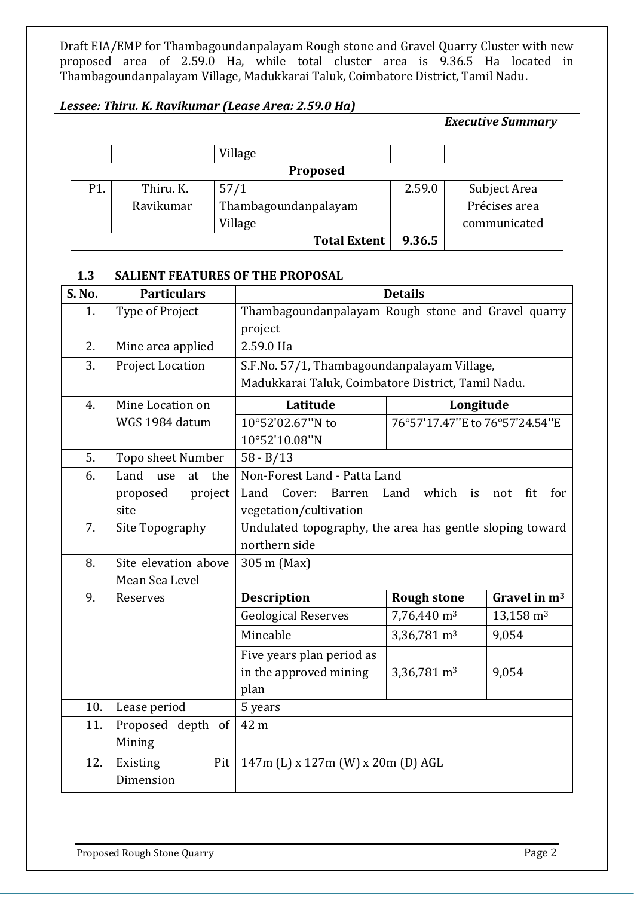| | | Village | | |
|---|---|---|---|---|
| **Proposed** | | | | |
| P1. | Thiru. K. Ravikumar | 57/1 Thambagoundanpalayam Village | 2.59.0 | Subject Area Précises area communicated |
| **Total Extent** | | | **9.36.5** | |

### 1.3 SALIENT FEATURES OF THE PROPOSAL

| S. No. | Particulars | Details | | |
|---|---|---|---|---|
| 1. | Type of Project | Thambagoundanpalayam Rough stone and Gravel quarry project | | |
| 2. | Mine area applied | 2.59.0 Ha | | |
| 3. | Project Location | S.F.No. 57/1, Thambagoundanpalayam Village, Madukkarai Taluk, Coimbatore District, Tamil Nadu. | | |
| 4. | Mine Location on WGS 1984 datum | **Latitude** | **Longitude** | |
| | | 10°52'02.67''N to 10°52'10.08''N | 76°57'17.47''E to 76°57'24.54''E | |
| 5. | Topo sheet Number | 58 - B/13 | | |
| 6. | Land use at the proposed project site | Non-Forest Land - Patta Land<br>Land Cover: Barren Land which is not fit for vegetation/cultivation | | |
| 7. | Site Topography | Undulated topography, the area has gentle sloping toward northern side | | |
| 8. | Site elevation above Mean Sea Level | 305 m (Max) | | |
| 9. | Reserves | **Description** | **Rough stone** | **Gravel in $m^3$** |
| | | Geological Reserves | 7,76,440 $m^3$ | 13,158 $m^3$ |
| | | Mineable | 3,36,781 $m^3$ | 9,054 |
| | | Five years plan period as in the approved mining plan | 3,36,781 $m^3$ | 9,054 |
| 10. | Lease period | 5 years | | |
| 11. | Proposed depth of Mining | 42 m | | |
| 12. | Existing Pit Dimension | 147m (L) x 127m (W) x 20m (D) AGL | | |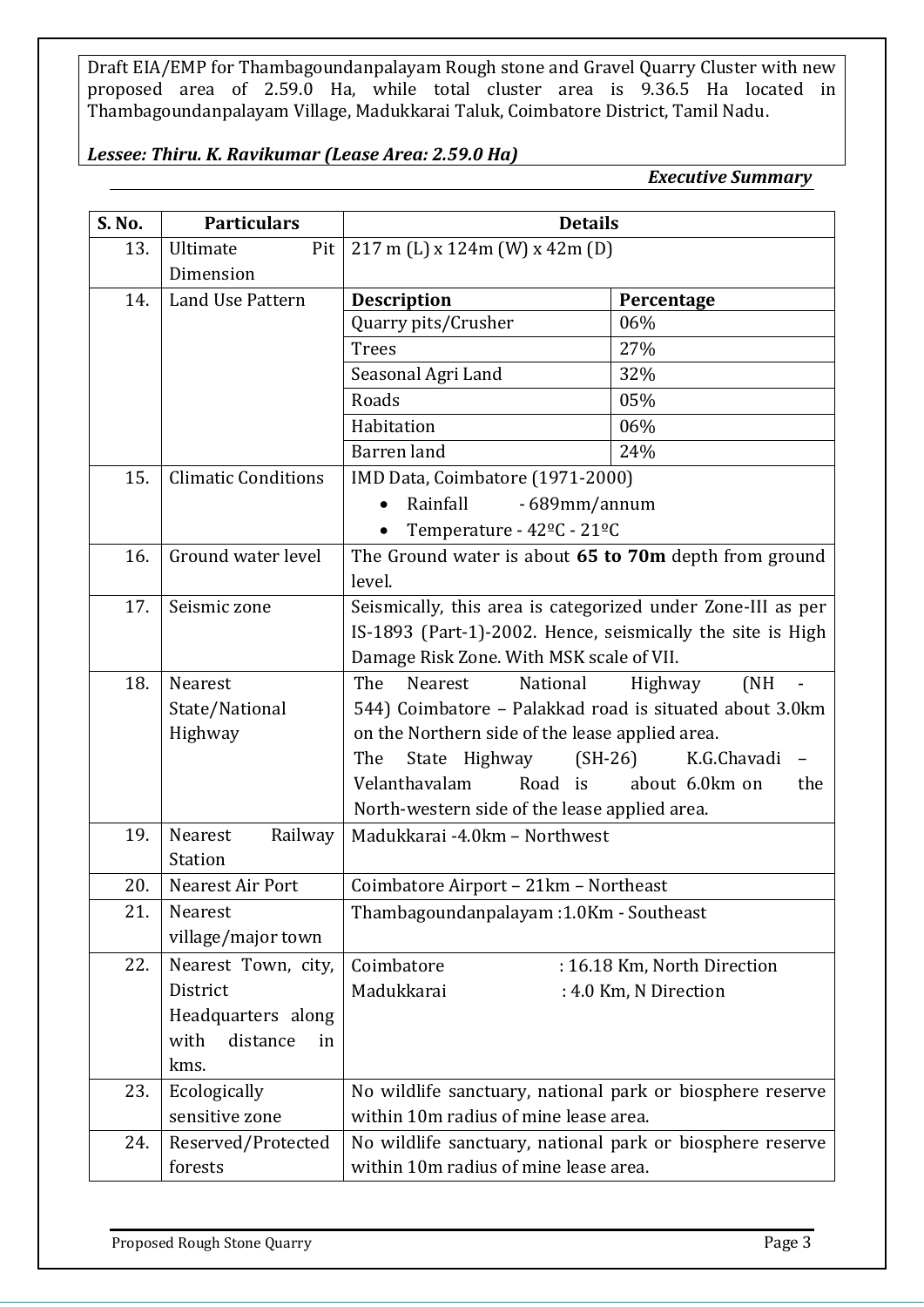Draft EIA/EMP for Thambagoundanpalayam Rough stone and Gravel Quarry Cluster with new proposed area of 2.59.0 Ha, while total cluster area is 9.36.5 Ha located in Thambagoundanpalayam Village, Madukkarai Taluk, Coimbatore District, Tamil Nadu.

***Lessee: Thiru. K. Ravikumar (Lease Area: 2.59.0 Ha)***

***Executive Summary***

| S. No. | Particulars | Details | |
|---|---|---|---|
| 13. | Ultimate Pit Dimension | 217 m (L) x 124m (W) x 42m (D) | |
| 14. | Land Use Pattern | **Description** | **Percentage** |
| | | Quarry pits/Crusher | 06% |
| | | Trees | 27% |
| | | Seasonal Agri Land | 32% |
| | | Roads | 05% |
| | | Habitation | 06% |
| | | Barren land | 24% |
| 15. | Climatic Conditions | IMD Data, Coimbatore (1971-2000)<br>• Rainfall - 689mm/annum<br>• Temperature - 42ºC - 21ºC | |
| 16. | Ground water level | The Ground water is about **65 to 70m** depth from ground level. | |
| 17. | Seismic zone | Seismically, this area is categorized under Zone-III as per IS-1893 (Part-1)-2002. Hence, seismically the site is High Damage Risk Zone. With MSK scale of VII. | |
| 18. | Nearest State/National Highway | The Nearest National Highway (NH - 544) Coimbatore – Palakkad road is situated about 3.0km on the Northern side of the lease applied area.<br>The State Highway (SH-26) K.G.Chavadi – Velanthavalam Road is about 6.0km on the North-western side of the lease applied area. | |
| 19. | Nearest Railway Station | Madukkarai -4.0km – Northwest | |
| 20. | Nearest Air Port | Coimbatore Airport – 21km – Northeast | |
| 21. | Nearest village/major town | Thambagoundanpalayam :1.0Km - Southeast | |
| 22. | Nearest Town, city, District Headquarters along with distance in kms. | Coimbatore : 16.18 Km, North Direction<br>Madukkarai : 4.0 Km, N Direction | |
| 23. | Ecologically sensitive zone | No wildlife sanctuary, national park or biosphere reserve within 10m radius of mine lease area. | |
| 24. | Reserved/Protected forests | No wildlife sanctuary, national park or biosphere reserve within 10m radius of mine lease area. | |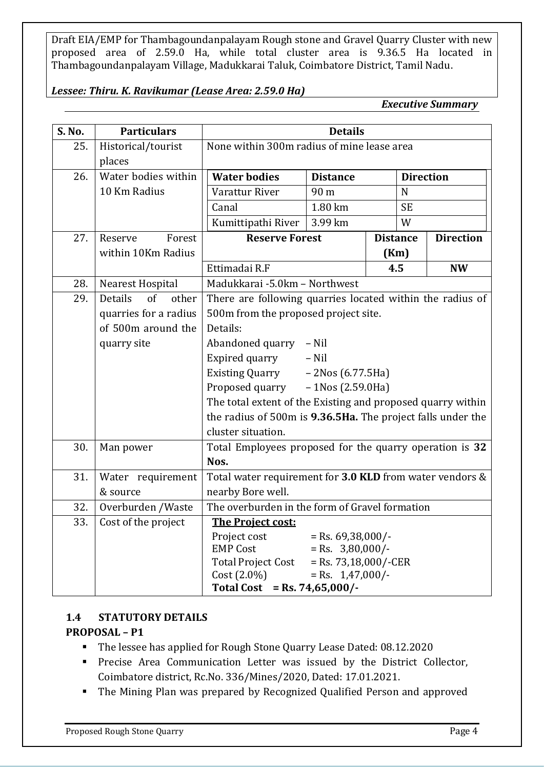Draft EIA/EMP for Thambagoundanpalayam Rough stone and Gravel Quarry Cluster with new proposed area of 2.59.0 Ha, while total cluster area is 9.36.5 Ha located in Thambagoundanpalayam Village, Madukkarai Taluk, Coimbatore District, Tamil Nadu.

*Lessee: Thiru. K. Ravikumar (Lease Area: 2.59.0 Ha)*

***Executive Summary***

| S. No. | Particulars | Details |
|---|---|---|
| 25. | Historical/tourist places | None within 300m radius of mine lease area |
| 26. | Water bodies within 10 Km Radius | **Water bodies** / **Distance** / **Direction**<br>Varattur River – 90 m – N<br>Canal – 1.80 km – SE<br>Kumittipathi River – 3.99 km – W |
| 27. | Reserve Forest within 10Km Radius | **Reserve Forest** / **Distance (Km)** / **Direction**<br>Ettimadai R.F – **4.5** – **NW** |
| 28. | Nearest Hospital | Madukkarai -5.0km – Northwest |
| 29. | Details of other quarries for a radius of 500m around the quarry site | There are following quarries located within the radius of 500m from the proposed project site.<br>Details:<br>Abandoned quarry – Nil<br>Expired quarry – Nil<br>Existing Quarry – 2Nos (6.77.5Ha)<br>Proposed quarry – 1Nos (2.59.0Ha)<br>The total extent of the Existing and proposed quarry within the radius of 500m is **9.36.5Ha.** The project falls under the cluster situation. |
| 30. | Man power | Total Employees proposed for the quarry operation is **32 Nos.** |
| 31. | Water requirement & source | Total water requirement for **3.0 KLD** from water vendors & nearby Bore well. |
| 32. | Overburden /Waste | The overburden in the form of Gravel formation |
| 33. | Cost of the project | **The Project cost:**<br>Project cost = Rs. 69,38,000/-<br>EMP Cost = Rs. 3,80,000/-<br>Total Project Cost = Rs. 73,18,000/-CER<br>Cost (2.0%) = Rs. 1,47,000/-<br>**Total Cost = Rs. 74,65,000/-** |

### 1.4 STATUTORY DETAILS

**PROPOSAL – P1**

- The lessee has applied for Rough Stone Quarry Lease Dated: 08.12.2020
- Precise Area Communication Letter was issued by the District Collector, Coimbatore district, Rc.No. 336/Mines/2020, Dated: 17.01.2021.
- The Mining Plan was prepared by Recognized Qualified Person and approved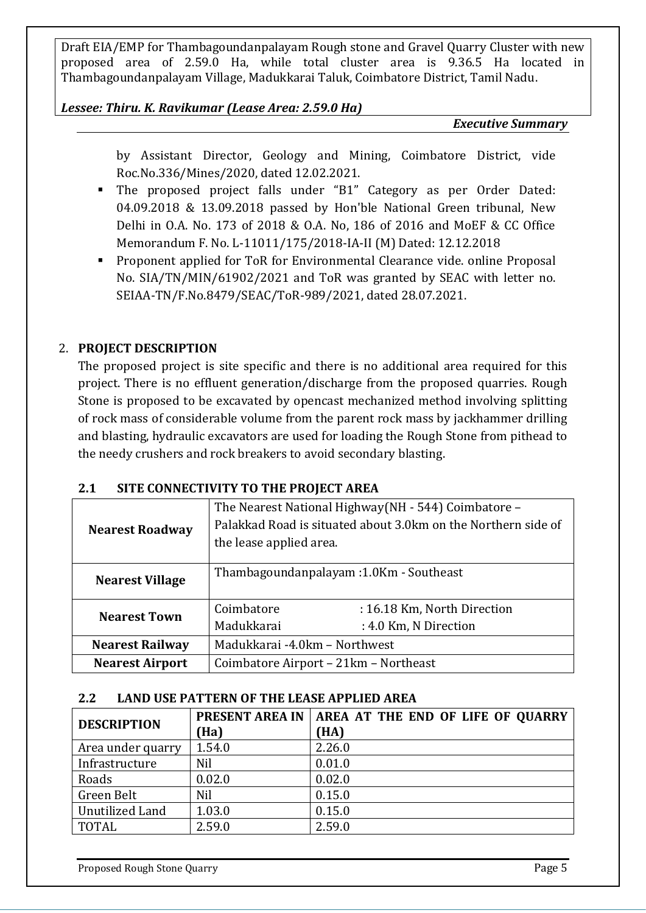by Assistant Director, Geology and Mining, Coimbatore District, vide Roc.No.336/Mines/2020, dated 12.02.2021.

- The proposed project falls under "B1" Category as per Order Dated: 04.09.2018 & 13.09.2018 passed by Hon'ble National Green tribunal, New Delhi in O.A. No. 173 of 2018 & O.A. No, 186 of 2016 and MoEF & CC Office Memorandum F. No. L-11011/175/2018-IA-II (M) Dated: 12.12.2018
- Proponent applied for ToR for Environmental Clearance vide. online Proposal No. SIA/TN/MIN/61902/2021 and ToR was granted by SEAC with letter no. SEIAA-TN/F.No.8479/SEAC/ToR-989/2021, dated 28.07.2021.

## 2. PROJECT DESCRIPTION

The proposed project is site specific and there is no additional area required for this project. There is no effluent generation/discharge from the proposed quarries. Rough Stone is proposed to be excavated by opencast mechanized method involving splitting of rock mass of considerable volume from the parent rock mass by jackhammer drilling and blasting, hydraulic excavators are used for loading the Rough Stone from pithead to the needy crushers and rock breakers to avoid secondary blasting.

### 2.1 SITE CONNECTIVITY TO THE PROJECT AREA

| | |
|---|---|
| **Nearest Roadway** | The Nearest National Highway(NH - 544) Coimbatore – Palakkad Road is situated about 3.0km on the Northern side of the lease applied area. |
| **Nearest Village** | Thambagoundanpalayam :1.0Km - Southeast |
| **Nearest Town** | Coimbatore : 16.18 Km, North Direction<br>Madukkarai : 4.0 Km, N Direction |
| **Nearest Railway** | Madukkarai -4.0km – Northwest |
| **Nearest Airport** | Coimbatore Airport – 21km – Northeast |

### 2.2 LAND USE PATTERN OF THE LEASE APPLIED AREA

| DESCRIPTION | PRESENT AREA IN (Ha) | AREA AT THE END OF LIFE OF QUARRY (HA) |
|---|---|---|
| Area under quarry | 1.54.0 | 2.26.0 |
| Infrastructure | Nil | 0.01.0 |
| Roads | 0.02.0 | 0.02.0 |
| Green Belt | Nil | 0.15.0 |
| Unutilized Land | 1.03.0 | 0.15.0 |
| TOTAL | 2.59.0 | 2.59.0 |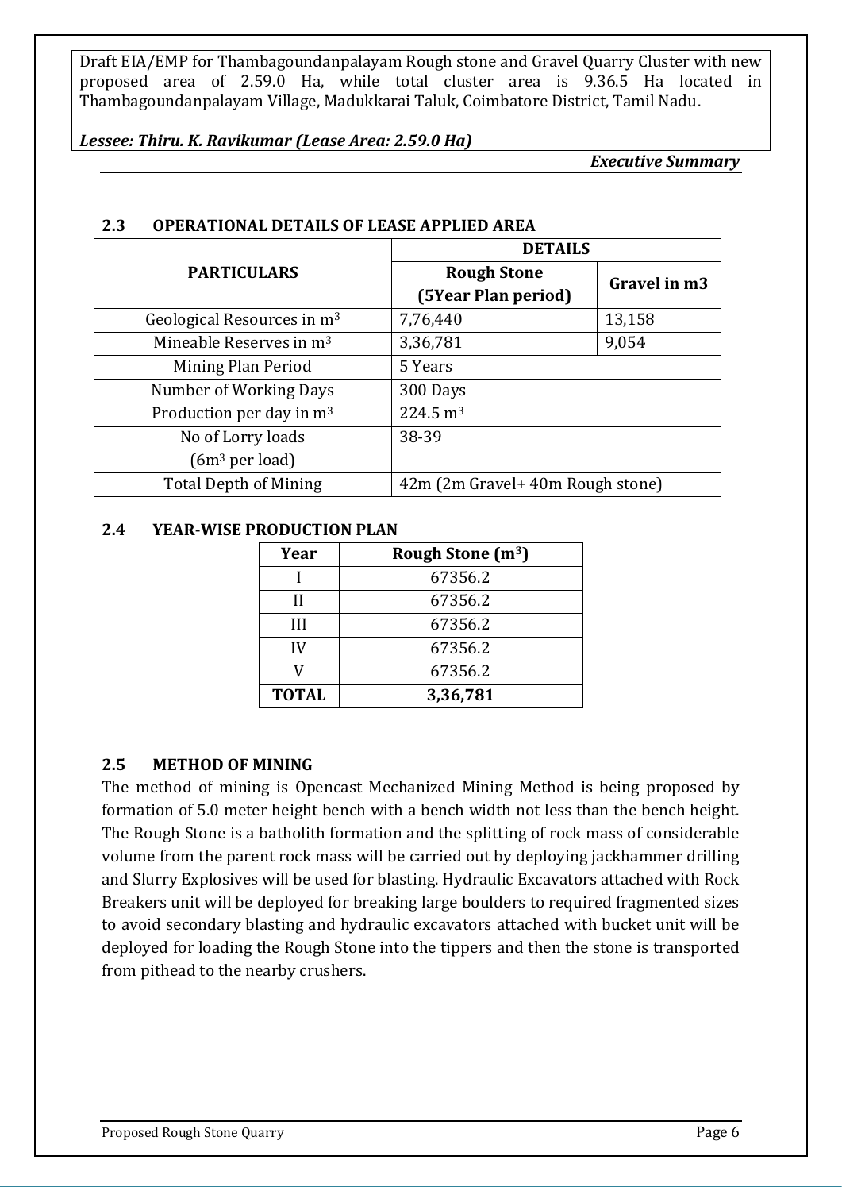## 2.3 OPERATIONAL DETAILS OF LEASE APPLIED AREA

| PARTICULARS | DETAILS | |
|---|---|---|
| | **Rough Stone (5Year Plan period)** | **Gravel in m3** |
| Geological Resources in $m^3$ | 7,76,440 | 13,158 |
| Mineable Reserves in $m^3$ | 3,36,781 | 9,054 |
| Mining Plan Period | 5 Years | |
| Number of Working Days | 300 Days | |
| Production per day in $m^3$ | 224.5 $m^3$ | |
| No of Lorry loads ($6m^3$ per load) | 38-39 | |
| Total Depth of Mining | 42m (2m Gravel+ 40m Rough stone) | |

## 2.4 YEAR-WISE PRODUCTION PLAN

| Year | Rough Stone ($m^3$) |
|---|---|
| I | 67356.2 |
| II | 67356.2 |
| III | 67356.2 |
| IV | 67356.2 |
| V | 67356.2 |
| **TOTAL** | **3,36,781** |

## 2.5 METHOD OF MINING

The method of mining is Opencast Mechanized Mining Method is being proposed by formation of 5.0 meter height bench with a bench width not less than the bench height. The Rough Stone is a batholith formation and the splitting of rock mass of considerable volume from the parent rock mass will be carried out by deploying jackhammer drilling and Slurry Explosives will be used for blasting. Hydraulic Excavators attached with Rock Breakers unit will be deployed for breaking large boulders to required fragmented sizes to avoid secondary blasting and hydraulic excavators attached with bucket unit will be deployed for loading the Rough Stone into the tippers and then the stone is transported from pithead to the nearby crushers.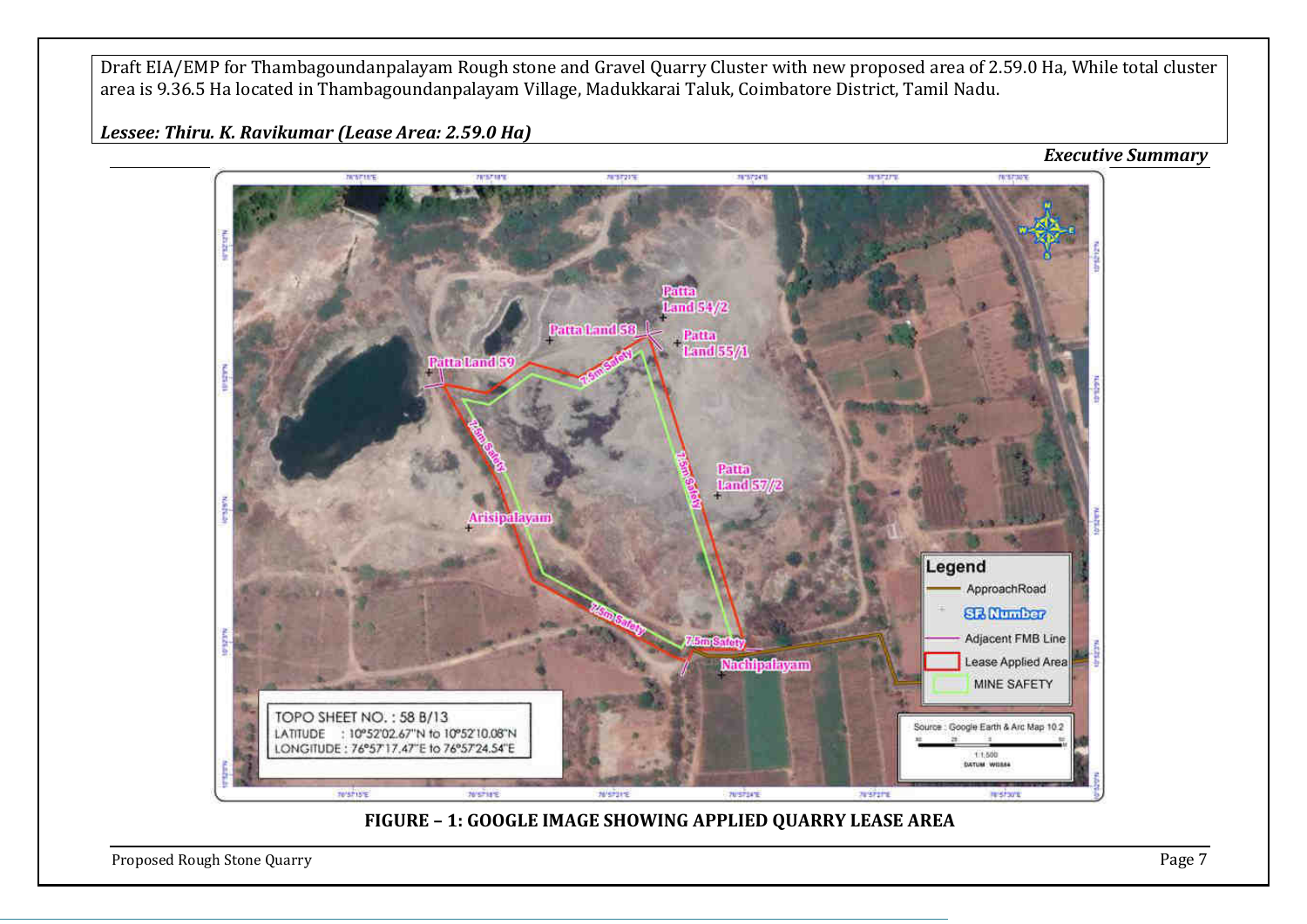FIGURE – 1: GOOGLE IMAGE SHOWING APPLIED QUARRY LEASE AREA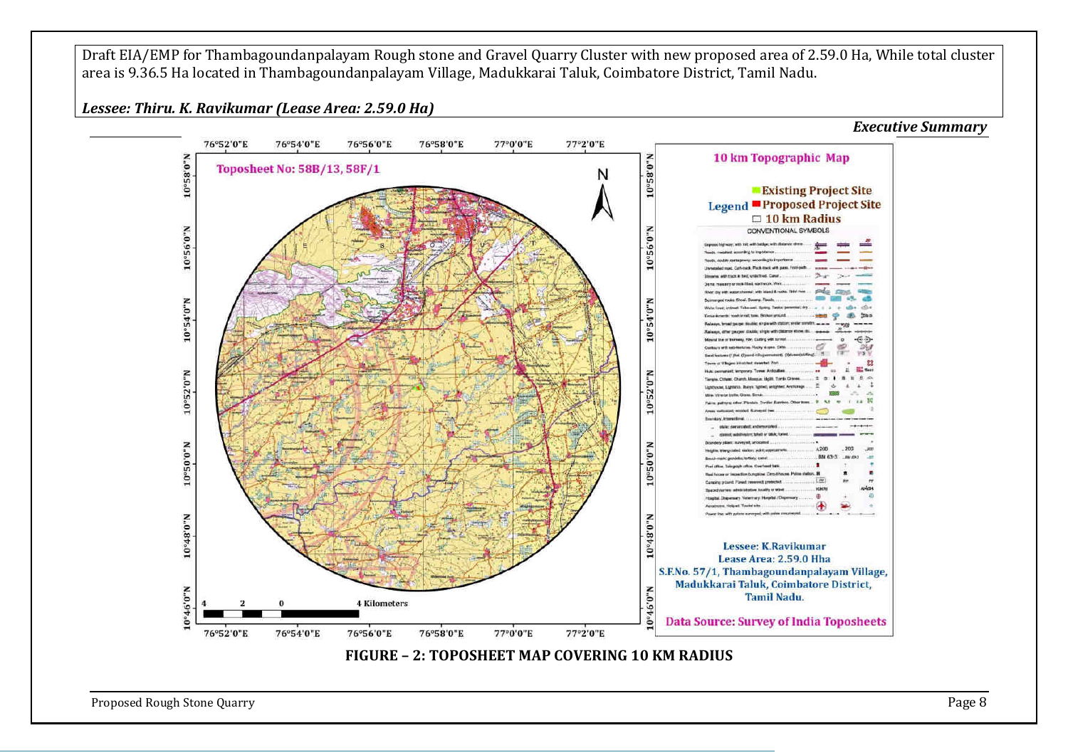Draft EIA/EMP for Thambagoundanpalayam Rough stone and Gravel Quarry Cluster with new proposed area of 2.59.0 Ha, While total cluster area is 9.36.5 Ha located in Thambagoundanpalayam Village, Madukkarai Taluk, Coimbatore District, Tamil Nadu.

*Lessee: Thiru. K. Ravikumar (Lease Area: 2.59.0 Ha)*

***Executive Summary***

**FIGURE – 2: TOPOSHEET MAP COVERING 10 KM RADIUS**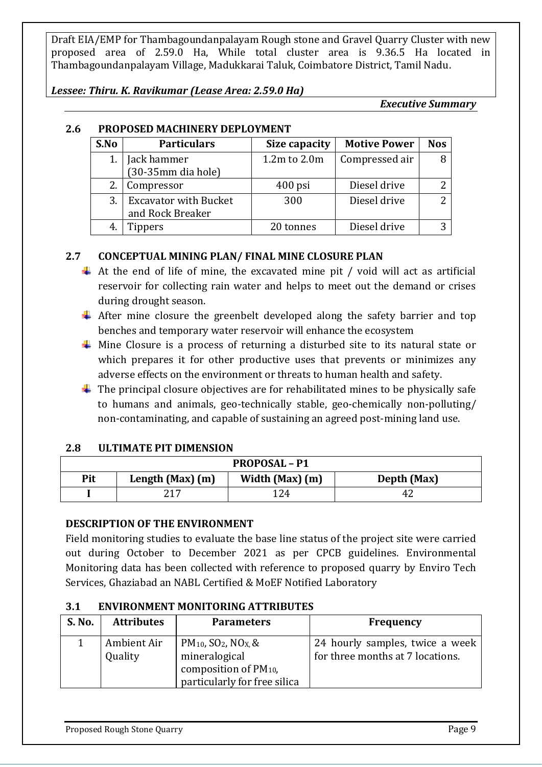## 2.6 PROPOSED MACHINERY DEPLOYMENT

| S.No | Particulars | Size capacity | Motive Power | Nos |
|---|---|---|---|---|
| 1. | Jack hammer (30-35mm dia hole) | 1.2m to 2.0m | Compressed air | 8 |
| 2. | Compressor | 400 psi | Diesel drive | 2 |
| 3. | Excavator with Bucket and Rock Breaker | 300 | Diesel drive | 2 |
| 4. | Tippers | 20 tonnes | Diesel drive | 3 |

## 2.7 CONCEPTUAL MINING PLAN/ FINAL MINE CLOSURE PLAN

- At the end of life of mine, the excavated mine pit / void will act as artificial reservoir for collecting rain water and helps to meet out the demand or crises during drought season.
- After mine closure the greenbelt developed along the safety barrier and top benches and temporary water reservoir will enhance the ecosystem
- Mine Closure is a process of returning a disturbed site to its natural state or which prepares it for other productive uses that prevents or minimizes any adverse effects on the environment or threats to human health and safety.
- The principal closure objectives are for rehabilitated mines to be physically safe to humans and animals, geo-technically stable, geo-chemically non-polluting/ non-contaminating, and capable of sustaining an agreed post-mining land use.

## 2.8 ULTIMATE PIT DIMENSION

| PROPOSAL – P1 | | | |
|---|---|---|---|
| **Pit** | **Length (Max) (m)** | **Width (Max) (m)** | **Depth (Max)** |
| I | 217 | 124 | 42 |

## DESCRIPTION OF THE ENVIRONMENT

Field monitoring studies to evaluate the base line status of the project site were carried out during October to December 2021 as per CPCB guidelines. Environmental Monitoring data has been collected with reference to proposed quarry by Enviro Tech Services, Ghaziabad an NABL Certified & MoEF Notified Laboratory

## 3.1 ENVIRONMENT MONITORING ATTRIBUTES

| S. No. | Attributes | Parameters | Frequency |
|---|---|---|---|
| 1 | Ambient Air Quality | $PM_{10}$, $SO_2$, $NO_X$ & mineralogical composition of $PM_{10}$, particularly for free silica | 24 hourly samples, twice a week for three months at 7 locations. |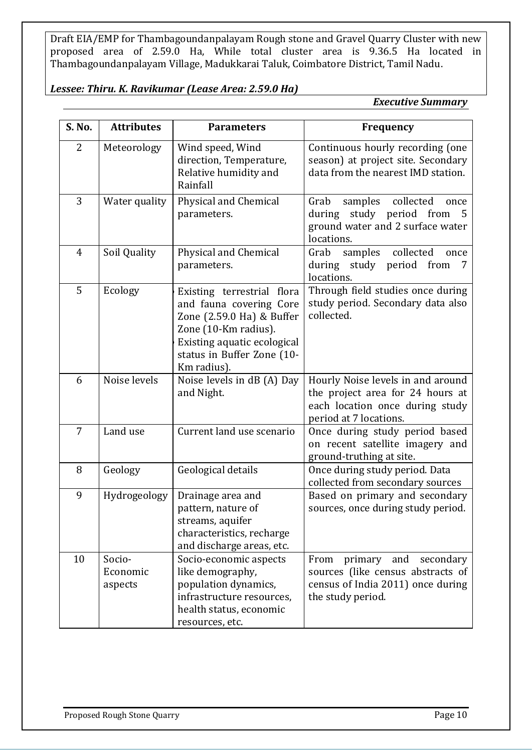| S. No. | Attributes | Parameters | Frequency |
|---|---|---|---|
| 2 | Meteorology | Wind speed, Wind direction, Temperature, Relative humidity and Rainfall | Continuous hourly recording (one season) at project site. Secondary data from the nearest IMD station. |
| 3 | Water quality | Physical and Chemical parameters. | Grab samples collected once during study period from 5 ground water and 2 surface water locations. |
| 4 | Soil Quality | Physical and Chemical parameters. | Grab samples collected once during study period from 7 locations. |
| 5 | Ecology | • Existing terrestrial flora and fauna covering Core Zone (2.59.0 Ha) & Buffer Zone (10-Km radius).<br>• Existing aquatic ecological status in Buffer Zone (10-Km radius). | Through field studies once during study period. Secondary data also collected. |
| 6 | Noise levels | Noise levels in dB (A) Day and Night. | Hourly Noise levels in and around the project area for 24 hours at each location once during study period at 7 locations. |
| 7 | Land use | Current land use scenario | Once during study period based on recent satellite imagery and ground-truthing at site. |
| 8 | Geology | Geological details | Once during study period. Data collected from secondary sources |
| 9 | Hydrogeology | Drainage area and pattern, nature of streams, aquifer characteristics, recharge and discharge areas, etc. | Based on primary and secondary sources, once during study period. |
| 10 | Socio-Economic aspects | Socio-economic aspects like demography, population dynamics, infrastructure resources, health status, economic resources, etc. | From primary and secondary sources (like census abstracts of census of India 2011) once during the study period. |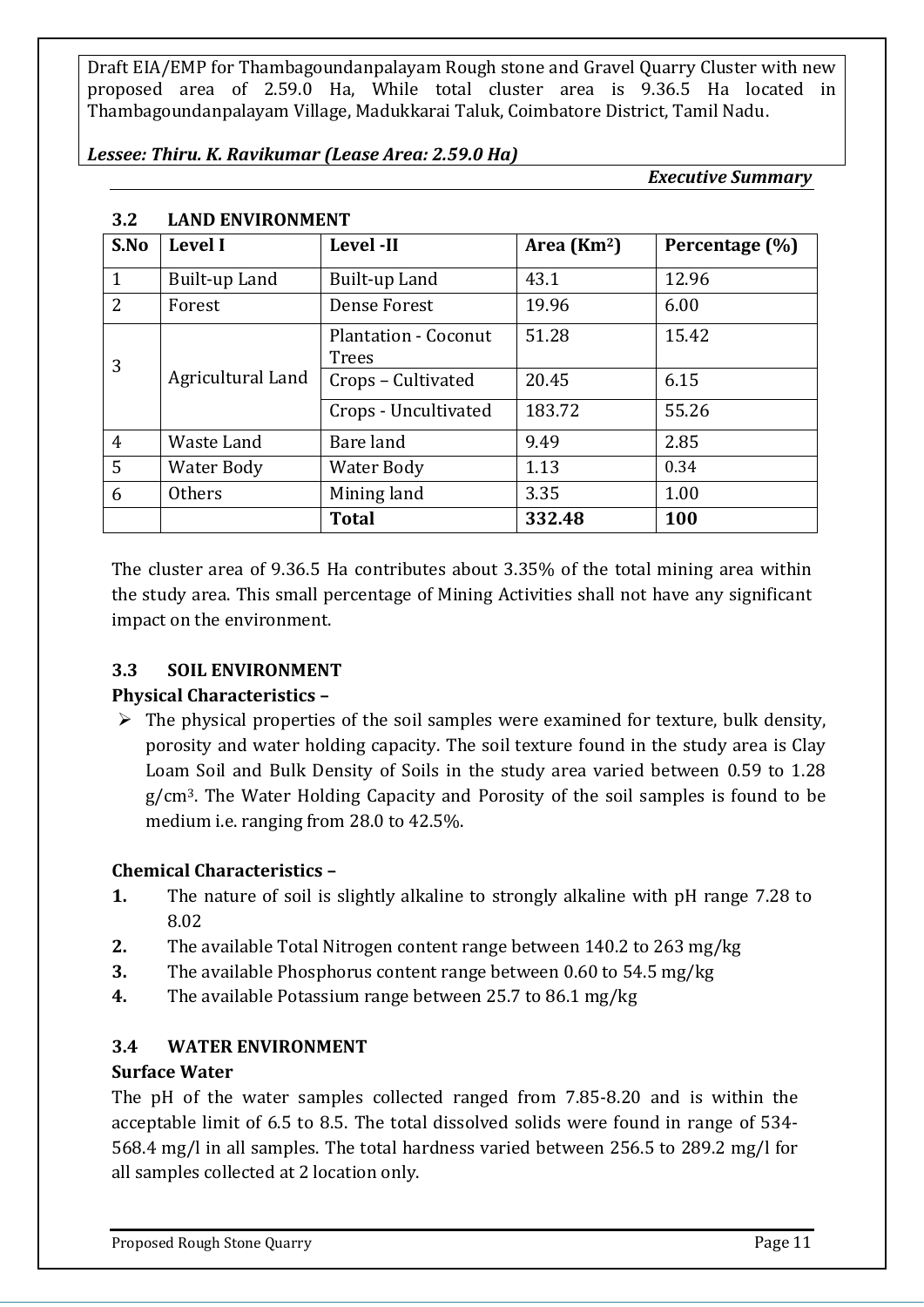### 3.2 LAND ENVIRONMENT

| S.No | Level I | Level -II | Area (Km$^2$) | Percentage (%) |
|---|---|---|---|---|
| 1 | Built-up Land | Built-up Land | 43.1 | 12.96 |
| 2 | Forest | Dense Forest | 19.96 | 6.00 |
| 3 | Agricultural Land | Plantation - Coconut Trees | 51.28 | 15.42 |
| | | Crops – Cultivated | 20.45 | 6.15 |
| | | Crops - Uncultivated | 183.72 | 55.26 |
| 4 | Waste Land | Bare land | 9.49 | 2.85 |
| 5 | Water Body | Water Body | 1.13 | 0.34 |
| 6 | Others | Mining land | 3.35 | 1.00 |
| | | **Total** | **332.48** | **100** |

The cluster area of 9.36.5 Ha contributes about 3.35% of the total mining area within the study area. This small percentage of Mining Activities shall not have any significant impact on the environment.

### 3.3 SOIL ENVIRONMENT

**Physical Characteristics –**

- The physical properties of the soil samples were examined for texture, bulk density, porosity and water holding capacity. The soil texture found in the study area is Clay Loam Soil and Bulk Density of Soils in the study area varied between 0.59 to 1.28 g/cm$^3$. The Water Holding Capacity and Porosity of the soil samples is found to be medium i.e. ranging from 28.0 to 42.5%.

**Chemical Characteristics –**

1. The nature of soil is slightly alkaline to strongly alkaline with pH range 7.28 to 8.02
2. The available Total Nitrogen content range between 140.2 to 263 mg/kg
3. The available Phosphorus content range between 0.60 to 54.5 mg/kg
4. The available Potassium range between 25.7 to 86.1 mg/kg

### 3.4 WATER ENVIRONMENT

**Surface Water**

The pH of the water samples collected ranged from 7.85-8.20 and is within the acceptable limit of 6.5 to 8.5. The total dissolved solids were found in range of 534-568.4 mg/l in all samples. The total hardness varied between 256.5 to 289.2 mg/l for all samples collected at 2 location only.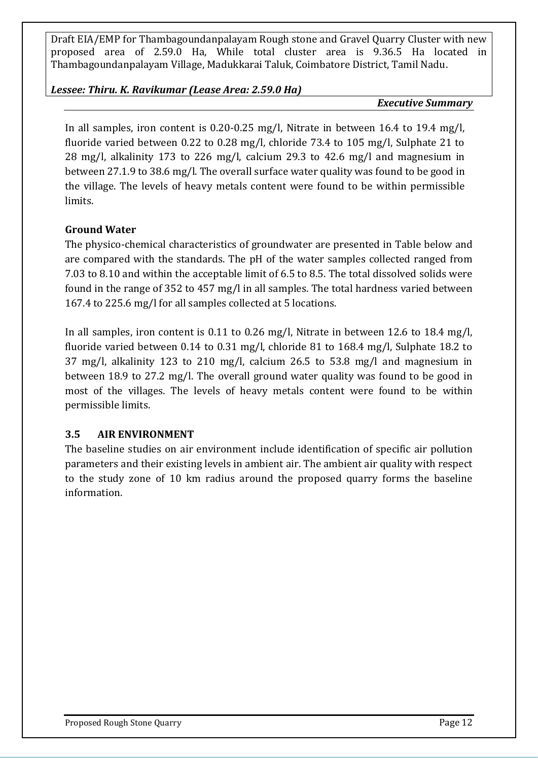In all samples, iron content is 0.20-0.25 mg/l, Nitrate in between 16.4 to 19.4 mg/l, fluoride varied between 0.22 to 0.28 mg/l, chloride 73.4 to 105 mg/l, Sulphate 21 to 28 mg/l, alkalinity 173 to 226 mg/l, calcium 29.3 to 42.6 mg/l and magnesium in between 27.1.9 to 38.6 mg/l. The overall surface water quality was found to be good in the village. The levels of heavy metals content were found to be within permissible limits.

**Ground Water**

The physico-chemical characteristics of groundwater are presented in Table below and are compared with the standards. The pH of the water samples collected ranged from 7.03 to 8.10 and within the acceptable limit of 6.5 to 8.5. The total dissolved solids were found in the range of 352 to 457 mg/l in all samples. The total hardness varied between 167.4 to 225.6 mg/l for all samples collected at 5 locations.

In all samples, iron content is 0.11 to 0.26 mg/l, Nitrate in between 12.6 to 18.4 mg/l, fluoride varied between 0.14 to 0.31 mg/l, chloride 81 to 168.4 mg/l, Sulphate 18.2 to 37 mg/l, alkalinity 123 to 210 mg/l, calcium 26.5 to 53.8 mg/l and magnesium in between 18.9 to 27.2 mg/l. The overall ground water quality was found to be good in most of the villages. The levels of heavy metals content were found to be within permissible limits.

### 3.5 AIR ENVIRONMENT

The baseline studies on air environment include identification of specific air pollution parameters and their existing levels in ambient air. The ambient air quality with respect to the study zone of 10 km radius around the proposed quarry forms the baseline information.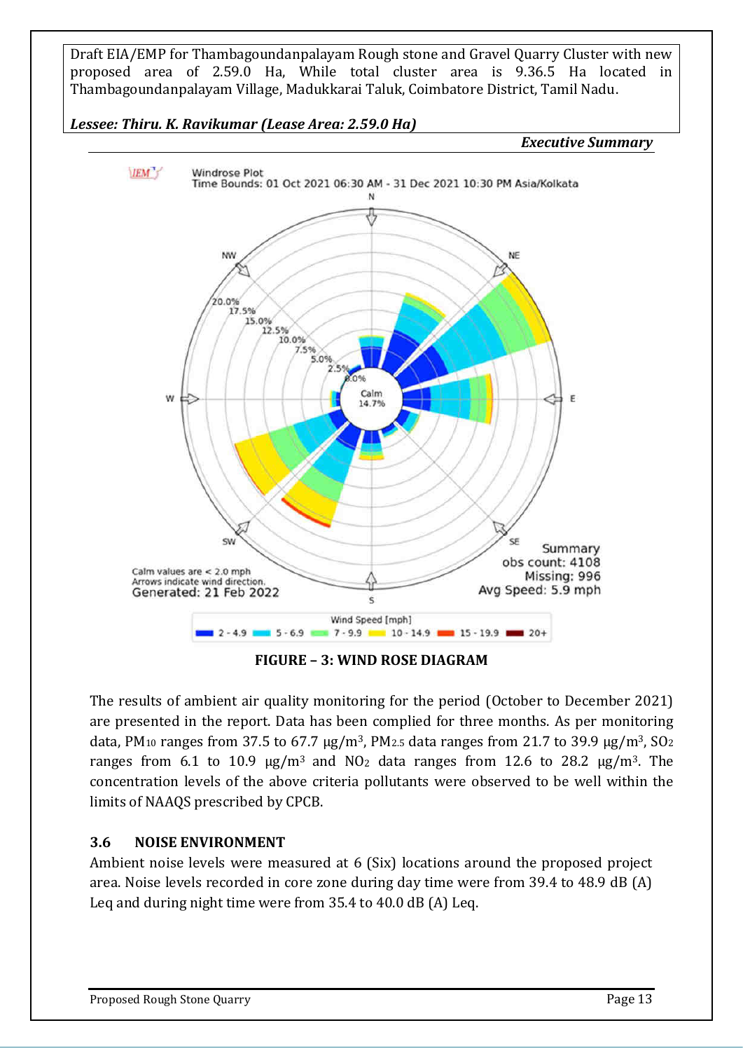FIGURE – 3: WIND ROSE DIAGRAM

The results of ambient air quality monitoring for the period (October to December 2021) are presented in the report. Data has been complied for three months. As per monitoring data, $PM_{10}$ ranges from 37.5 to 67.7 μg/m$^3$, $PM_{2.5}$ data ranges from 21.7 to 39.9 μg/m$^3$, $SO_2$ ranges from 6.1 to 10.9 μg/m$^3$ and $NO_2$ data ranges from 12.6 to 28.2 μg/m$^3$. The concentration levels of the above criteria pollutants were observed to be well within the limits of NAAQS prescribed by CPCB.

### 3.6 NOISE ENVIRONMENT

Ambient noise levels were measured at 6 (Six) locations around the proposed project area. Noise levels recorded in core zone during day time were from 39.4 to 48.9 dB (A) Leq and during night time were from 35.4 to 40.0 dB (A) Leq.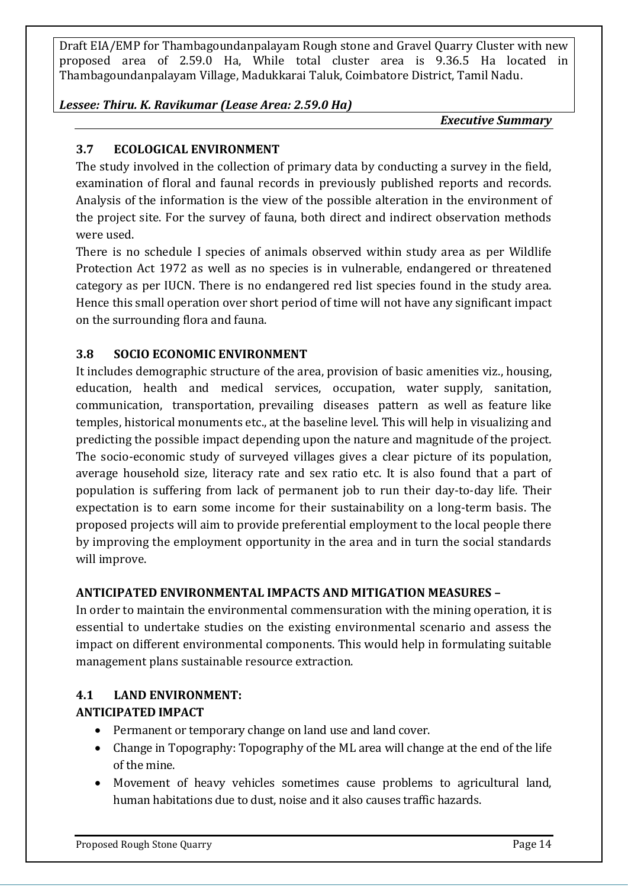### 3.7 ECOLOGICAL ENVIRONMENT

The study involved in the collection of primary data by conducting a survey in the field, examination of floral and faunal records in previously published reports and records. Analysis of the information is the view of the possible alteration in the environment of the project site. For the survey of fauna, both direct and indirect observation methods were used.

There is no schedule I species of animals observed within study area as per Wildlife Protection Act 1972 as well as no species is in vulnerable, endangered or threatened category as per IUCN. There is no endangered red list species found in the study area. Hence this small operation over short period of time will not have any significant impact on the surrounding flora and fauna.

### 3.8 SOCIO ECONOMIC ENVIRONMENT

It includes demographic structure of the area, provision of basic amenities viz., housing, education, health and medical services, occupation, water supply, sanitation, communication, transportation, prevailing diseases pattern as well as feature like temples, historical monuments etc., at the baseline level. This will help in visualizing and predicting the possible impact depending upon the nature and magnitude of the project. The socio-economic study of surveyed villages gives a clear picture of its population, average household size, literacy rate and sex ratio etc. It is also found that a part of population is suffering from lack of permanent job to run their day-to-day life. Their expectation is to earn some income for their sustainability on a long-term basis. The proposed projects will aim to provide preferential employment to the local people there by improving the employment opportunity in the area and in turn the social standards will improve.

## ANTICIPATED ENVIRONMENTAL IMPACTS AND MITIGATION MEASURES –

In order to maintain the environmental commensuration with the mining operation, it is essential to undertake studies on the existing environmental scenario and assess the impact on different environmental components. This would help in formulating suitable management plans sustainable resource extraction.

### 4.1 LAND ENVIRONMENT:

**ANTICIPATED IMPACT**

- Permanent or temporary change on land use and land cover.
- Change in Topography: Topography of the ML area will change at the end of the life of the mine.
- Movement of heavy vehicles sometimes cause problems to agricultural land, human habitations due to dust, noise and it also causes traffic hazards.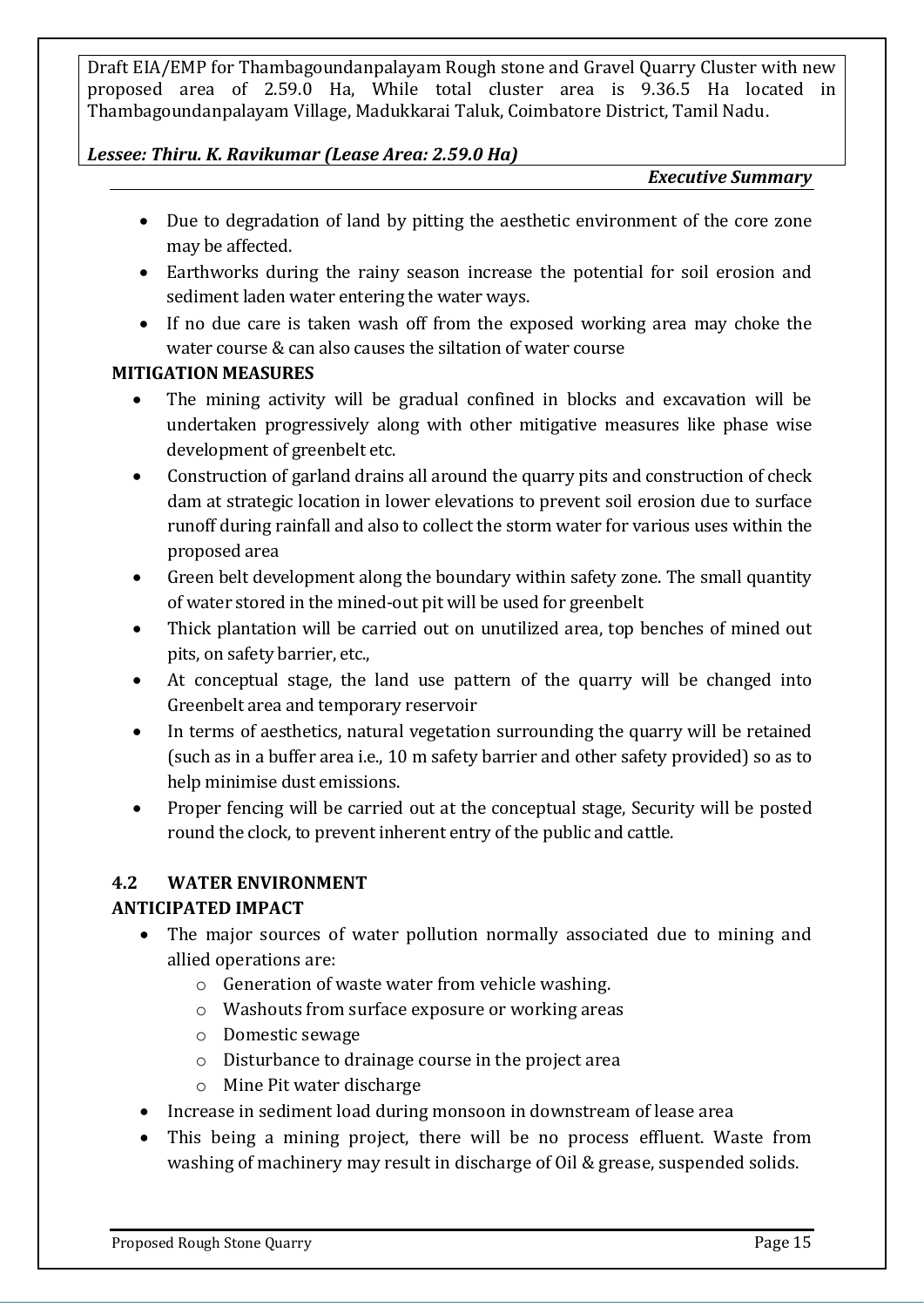- Due to degradation of land by pitting the aesthetic environment of the core zone may be affected.
- Earthworks during the rainy season increase the potential for soil erosion and sediment laden water entering the water ways.
- If no due care is taken wash off from the exposed working area may choke the water course & can also causes the siltation of water course

**MITIGATION MEASURES**

- The mining activity will be gradual confined in blocks and excavation will be undertaken progressively along with other mitigative measures like phase wise development of greenbelt etc.
- Construction of garland drains all around the quarry pits and construction of check dam at strategic location in lower elevations to prevent soil erosion due to surface runoff during rainfall and also to collect the storm water for various uses within the proposed area
- Green belt development along the boundary within safety zone. The small quantity of water stored in the mined-out pit will be used for greenbelt
- Thick plantation will be carried out on unutilized area, top benches of mined out pits, on safety barrier, etc.,
- At conceptual stage, the land use pattern of the quarry will be changed into Greenbelt area and temporary reservoir
- In terms of aesthetics, natural vegetation surrounding the quarry will be retained (such as in a buffer area i.e., 10 m safety barrier and other safety provided) so as to help minimise dust emissions.
- Proper fencing will be carried out at the conceptual stage, Security will be posted round the clock, to prevent inherent entry of the public and cattle.

## 4.2 WATER ENVIRONMENT

**ANTICIPATED IMPACT**

- The major sources of water pollution normally associated due to mining and allied operations are:
  - Generation of waste water from vehicle washing.
  - Washouts from surface exposure or working areas
  - Domestic sewage
  - Disturbance to drainage course in the project area
  - Mine Pit water discharge
- Increase in sediment load during monsoon in downstream of lease area
- This being a mining project, there will be no process effluent. Waste from washing of machinery may result in discharge of Oil & grease, suspended solids.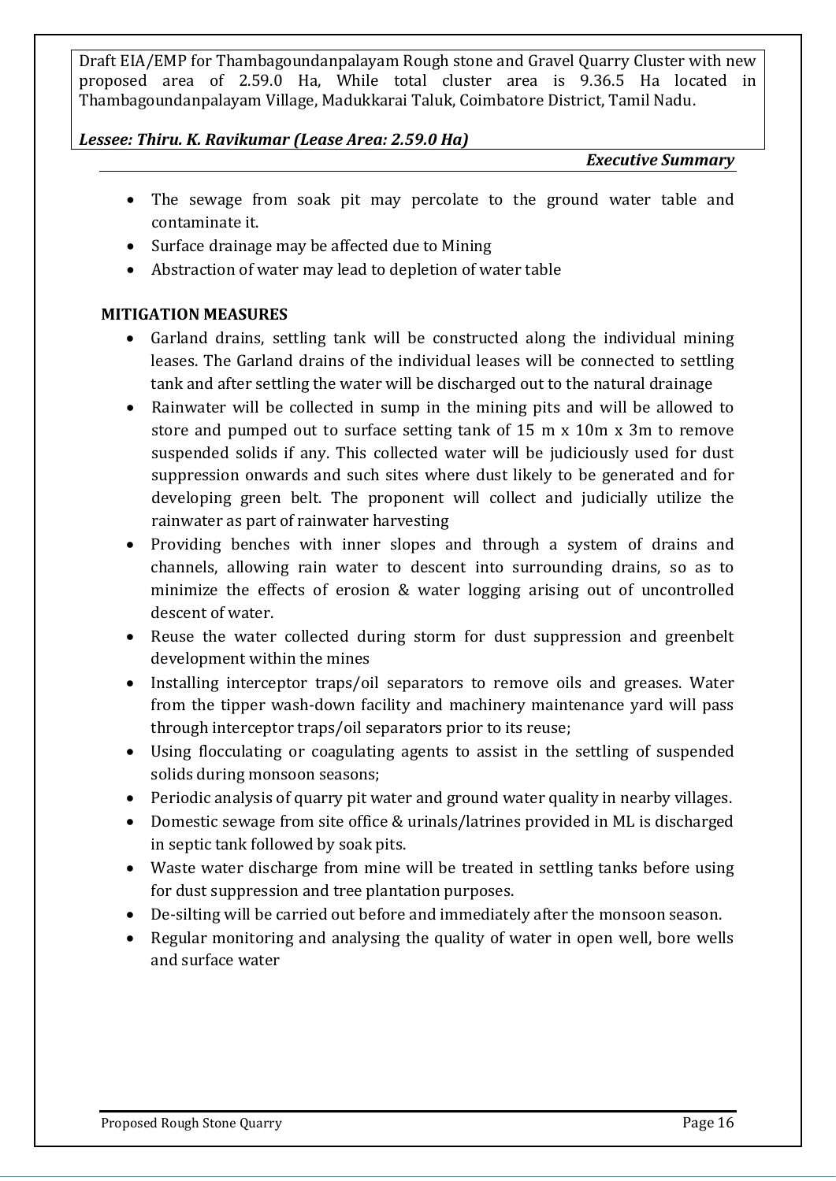- The sewage from soak pit may percolate to the ground water table and contaminate it.
- Surface drainage may be affected due to Mining
- Abstraction of water may lead to depletion of water table

**MITIGATION MEASURES**

- Garland drains, settling tank will be constructed along the individual mining leases. The Garland drains of the individual leases will be connected to settling tank and after settling the water will be discharged out to the natural drainage
- Rainwater will be collected in sump in the mining pits and will be allowed to store and pumped out to surface setting tank of 15 m x 10m x 3m to remove suspended solids if any. This collected water will be judiciously used for dust suppression onwards and such sites where dust likely to be generated and for developing green belt. The proponent will collect and judicially utilize the rainwater as part of rainwater harvesting
- Providing benches with inner slopes and through a system of drains and channels, allowing rain water to descent into surrounding drains, so as to minimize the effects of erosion & water logging arising out of uncontrolled descent of water.
- Reuse the water collected during storm for dust suppression and greenbelt development within the mines
- Installing interceptor traps/oil separators to remove oils and greases. Water from the tipper wash-down facility and machinery maintenance yard will pass through interceptor traps/oil separators prior to its reuse;
- Using flocculating or coagulating agents to assist in the settling of suspended solids during monsoon seasons;
- Periodic analysis of quarry pit water and ground water quality in nearby villages.
- Domestic sewage from site office & urinals/latrines provided in ML is discharged in septic tank followed by soak pits.
- Waste water discharge from mine will be treated in settling tanks before using for dust suppression and tree plantation purposes.
- De-silting will be carried out before and immediately after the monsoon season.
- Regular monitoring and analysing the quality of water in open well, bore wells and surface water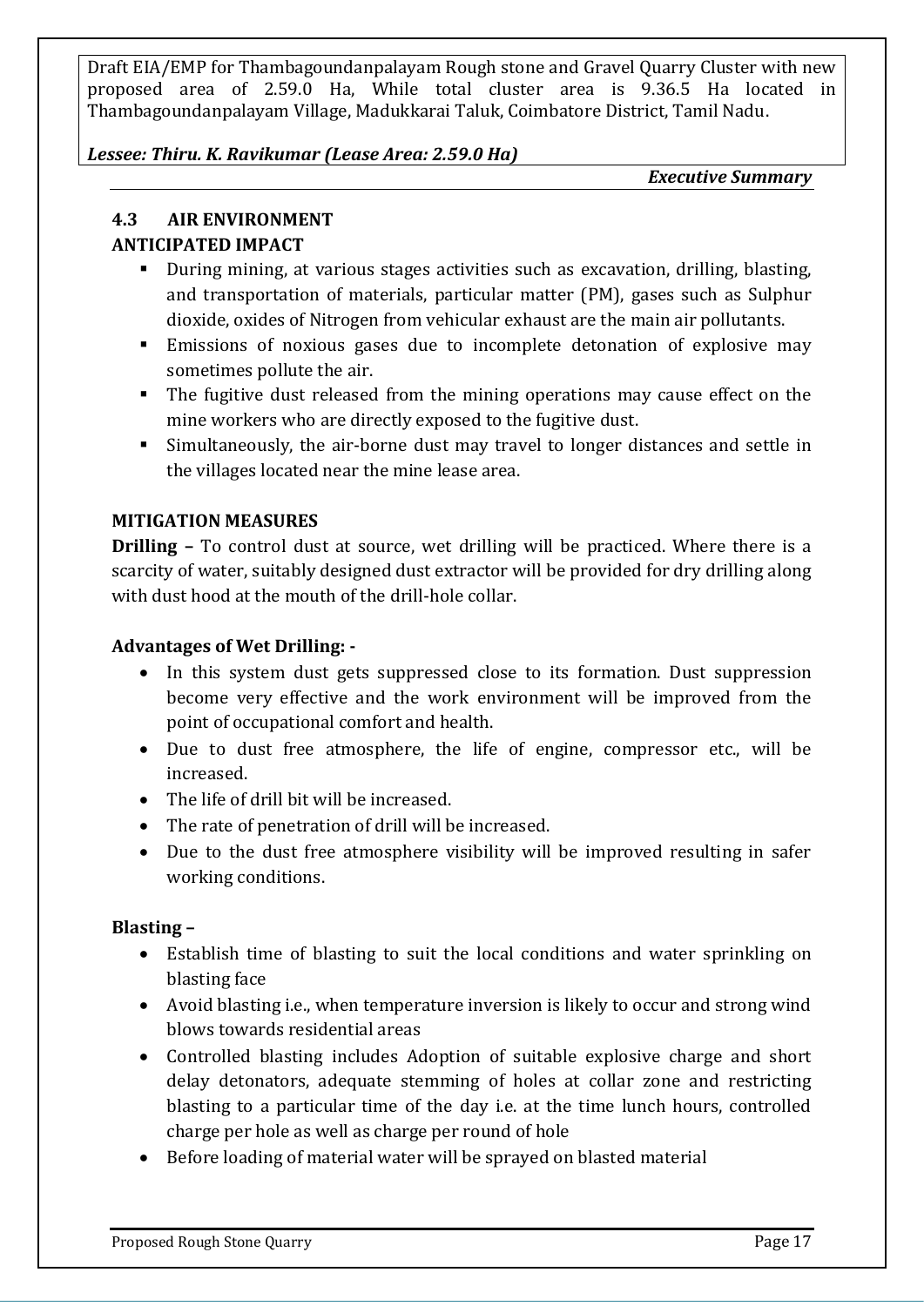## 4.3 AIR ENVIRONMENT

### ANTICIPATED IMPACT

- During mining, at various stages activities such as excavation, drilling, blasting, and transportation of materials, particular matter (PM), gases such as Sulphur dioxide, oxides of Nitrogen from vehicular exhaust are the main air pollutants.
- Emissions of noxious gases due to incomplete detonation of explosive may sometimes pollute the air.
- The fugitive dust released from the mining operations may cause effect on the mine workers who are directly exposed to the fugitive dust.
- Simultaneously, the air-borne dust may travel to longer distances and settle in the villages located near the mine lease area.

### MITIGATION MEASURES

**Drilling –** To control dust at source, wet drilling will be practiced. Where there is a scarcity of water, suitably designed dust extractor will be provided for dry drilling along with dust hood at the mouth of the drill-hole collar.

**Advantages of Wet Drilling: -**

- In this system dust gets suppressed close to its formation. Dust suppression become very effective and the work environment will be improved from the point of occupational comfort and health.
- Due to dust free atmosphere, the life of engine, compressor etc., will be increased.
- The life of drill bit will be increased.
- The rate of penetration of drill will be increased.
- Due to the dust free atmosphere visibility will be improved resulting in safer working conditions.

**Blasting –**

- Establish time of blasting to suit the local conditions and water sprinkling on blasting face
- Avoid blasting i.e., when temperature inversion is likely to occur and strong wind blows towards residential areas
- Controlled blasting includes Adoption of suitable explosive charge and short delay detonators, adequate stemming of holes at collar zone and restricting blasting to a particular time of the day i.e. at the time lunch hours, controlled charge per hole as well as charge per round of hole
- Before loading of material water will be sprayed on blasted material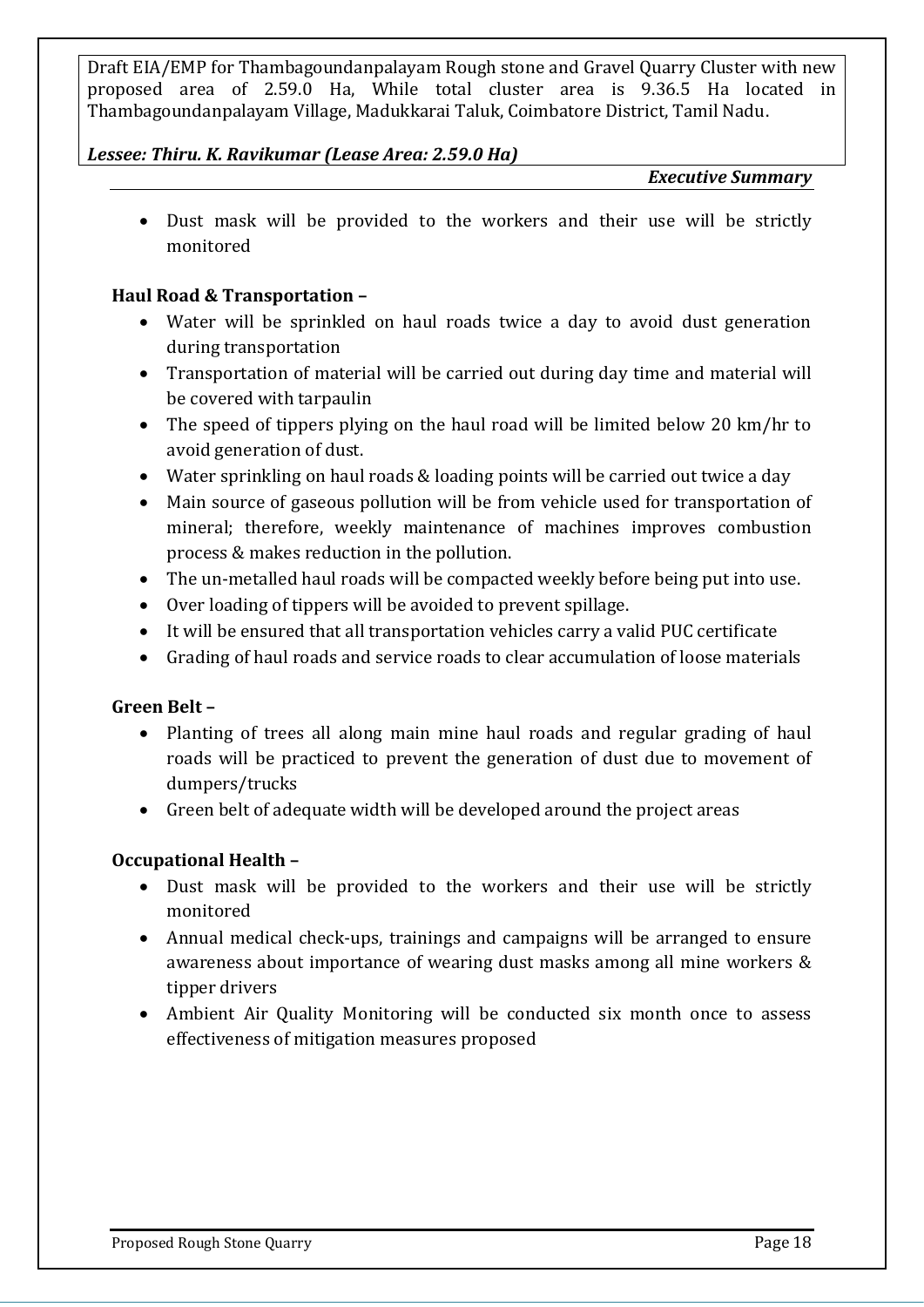- Dust mask will be provided to the workers and their use will be strictly monitored

**Haul Road & Transportation –**

- Water will be sprinkled on haul roads twice a day to avoid dust generation during transportation
- Transportation of material will be carried out during day time and material will be covered with tarpaulin
- The speed of tippers plying on the haul road will be limited below 20 km/hr to avoid generation of dust.
- Water sprinkling on haul roads & loading points will be carried out twice a day
- Main source of gaseous pollution will be from vehicle used for transportation of mineral; therefore, weekly maintenance of machines improves combustion process & makes reduction in the pollution.
- The un-metalled haul roads will be compacted weekly before being put into use.
- Over loading of tippers will be avoided to prevent spillage.
- It will be ensured that all transportation vehicles carry a valid PUC certificate
- Grading of haul roads and service roads to clear accumulation of loose materials

**Green Belt –**

- Planting of trees all along main mine haul roads and regular grading of haul roads will be practiced to prevent the generation of dust due to movement of dumpers/trucks
- Green belt of adequate width will be developed around the project areas

**Occupational Health –**

- Dust mask will be provided to the workers and their use will be strictly monitored
- Annual medical check-ups, trainings and campaigns will be arranged to ensure awareness about importance of wearing dust masks among all mine workers & tipper drivers
- Ambient Air Quality Monitoring will be conducted six month once to assess effectiveness of mitigation measures proposed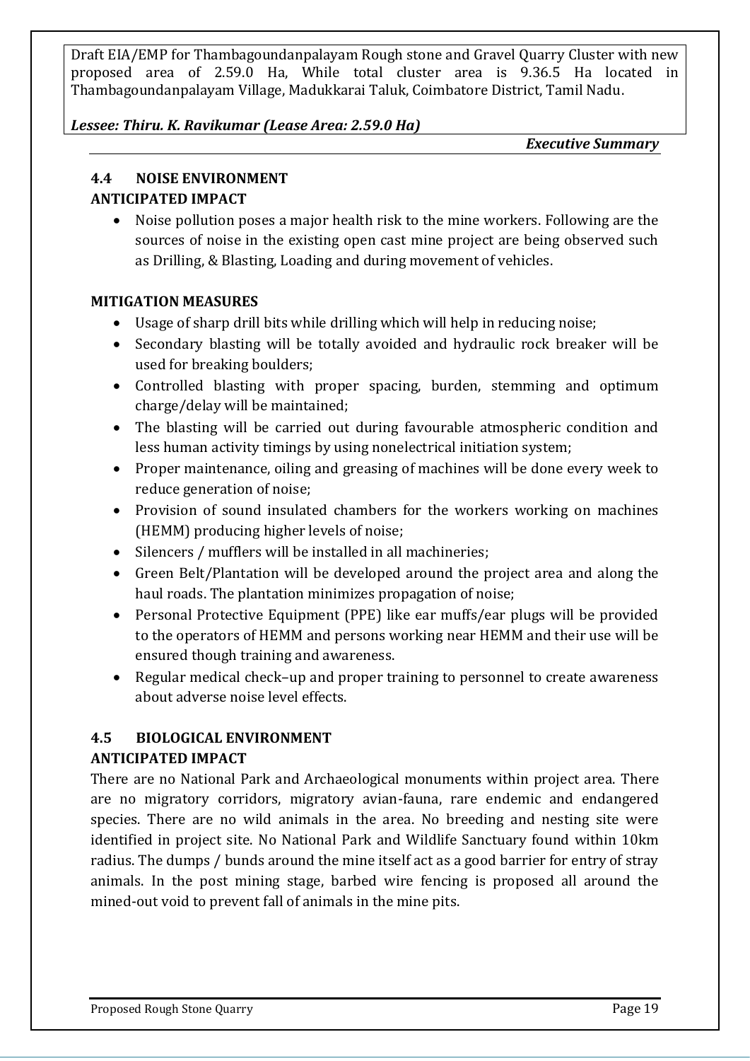## 4.4 NOISE ENVIRONMENT

### ANTICIPATED IMPACT

- Noise pollution poses a major health risk to the mine workers. Following are the sources of noise in the existing open cast mine project are being observed such as Drilling, & Blasting, Loading and during movement of vehicles.

### MITIGATION MEASURES

- Usage of sharp drill bits while drilling which will help in reducing noise;
- Secondary blasting will be totally avoided and hydraulic rock breaker will be used for breaking boulders;
- Controlled blasting with proper spacing, burden, stemming and optimum charge/delay will be maintained;
- The blasting will be carried out during favourable atmospheric condition and less human activity timings by using nonelectrical initiation system;
- Proper maintenance, oiling and greasing of machines will be done every week to reduce generation of noise;
- Provision of sound insulated chambers for the workers working on machines (HEMM) producing higher levels of noise;
- Silencers / mufflers will be installed in all machineries;
- Green Belt/Plantation will be developed around the project area and along the haul roads. The plantation minimizes propagation of noise;
- Personal Protective Equipment (PPE) like ear muffs/ear plugs will be provided to the operators of HEMM and persons working near HEMM and their use will be ensured though training and awareness.
- Regular medical check–up and proper training to personnel to create awareness about adverse noise level effects.

## 4.5 BIOLOGICAL ENVIRONMENT

### ANTICIPATED IMPACT

There are no National Park and Archaeological monuments within project area. There are no migratory corridors, migratory avian-fauna, rare endemic and endangered species. There are no wild animals in the area. No breeding and nesting site were identified in project site. No National Park and Wildlife Sanctuary found within 10km radius. The dumps / bunds around the mine itself act as a good barrier for entry of stray animals. In the post mining stage, barbed wire fencing is proposed all around the mined-out void to prevent fall of animals in the mine pits.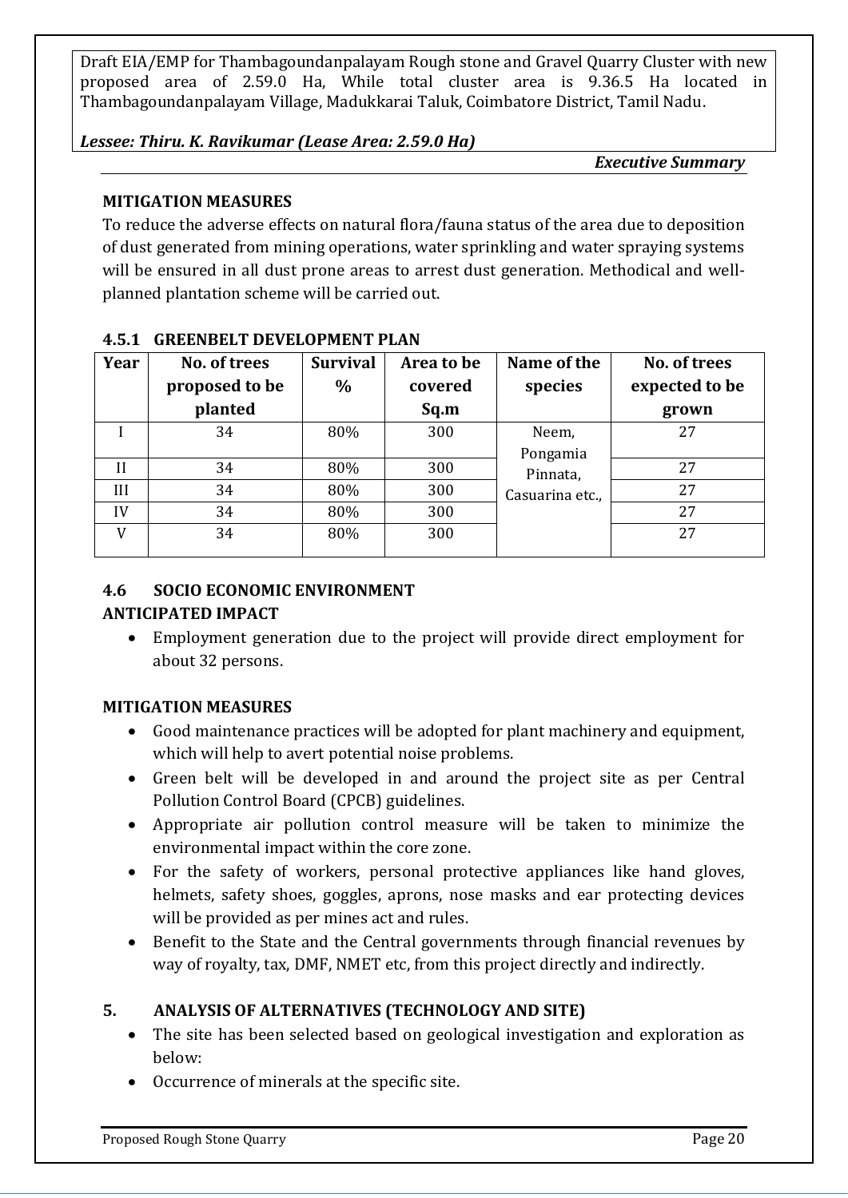## MITIGATION MEASURES

To reduce the adverse effects on natural flora/fauna status of the area due to deposition of dust generated from mining operations, water sprinkling and water spraying systems will be ensured in all dust prone areas to arrest dust generation. Methodical and well-planned plantation scheme will be carried out.

### 4.5.1 GREENBELT DEVELOPMENT PLAN

| Year | No. of trees proposed to be planted | Survival % | Area to be covered Sq.m | Name of the species | No. of trees expected to be grown |
|---|---|---|---|---|---|
| I | 34 | 80% | 300 | Neem, Pongamia Pinnata, Casuarina etc., | 27 |
| II | 34 | 80% | 300 | | 27 |
| III | 34 | 80% | 300 | | 27 |
| IV | 34 | 80% | 300 | | 27 |
| V | 34 | 80% | 300 | | 27 |

## 4.6 SOCIO ECONOMIC ENVIRONMENT

### ANTICIPATED IMPACT

- Employment generation due to the project will provide direct employment for about 32 persons.

### MITIGATION MEASURES

- Good maintenance practices will be adopted for plant machinery and equipment, which will help to avert potential noise problems.
- Green belt will be developed in and around the project site as per Central Pollution Control Board (CPCB) guidelines.
- Appropriate air pollution control measure will be taken to minimize the environmental impact within the core zone.
- For the safety of workers, personal protective appliances like hand gloves, helmets, safety shoes, goggles, aprons, nose masks and ear protecting devices will be provided as per mines act and rules.
- Benefit to the State and the Central governments through financial revenues by way of royalty, tax, DMF, NMET etc, from this project directly and indirectly.

## 5. ANALYSIS OF ALTERNATIVES (TECHNOLOGY AND SITE)

- The site has been selected based on geological investigation and exploration as below:
- Occurrence of minerals at the specific site.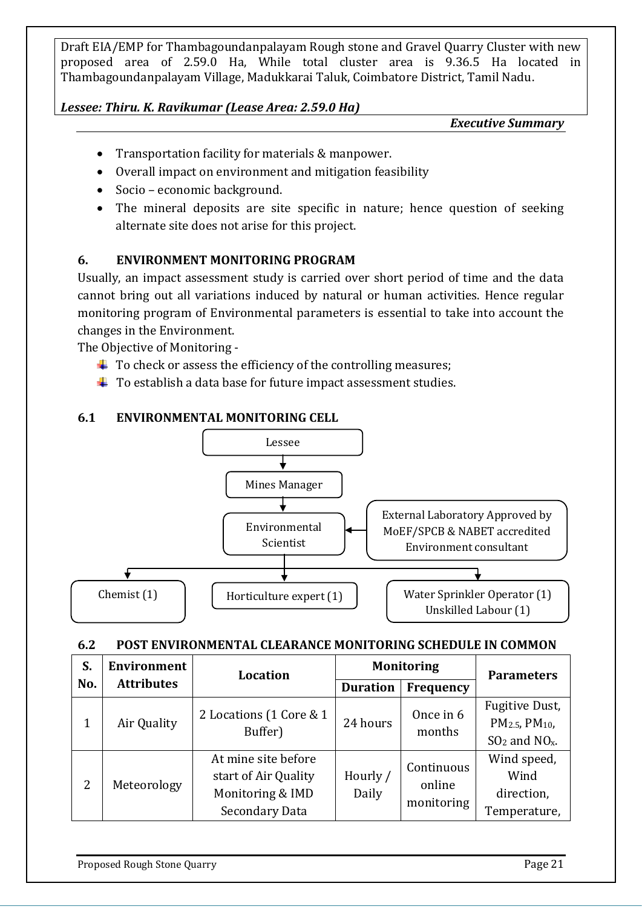- Transportation facility for materials & manpower.
- Overall impact on environment and mitigation feasibility
- Socio – economic background.
- The mineral deposits are site specific in nature; hence question of seeking alternate site does not arise for this project.

## 6. ENVIRONMENT MONITORING PROGRAM

Usually, an impact assessment study is carried over short period of time and the data cannot bring out all variations induced by natural or human activities. Hence regular monitoring program of Environmental parameters is essential to take into account the changes in the Environment.

The Objective of Monitoring -

- To check or assess the efficiency of the controlling measures;
- To establish a data base for future impact assessment studies.

### 6.1 ENVIRONMENTAL MONITORING CELL

Lessee
↓
Mines Manager
↓
Environmental Scientist ← External Laboratory Approved by MoEF/SPCB & NABET accredited Environment consultant
↓
Chemist (1) | Horticulture expert (1) | Water Sprinkler Operator (1) Unskilled Labour (1)

### 6.2 POST ENVIRONMENTAL CLEARANCE MONITORING SCHEDULE IN COMMON

| S. No. | Environment Attributes | Location | Monitoring | | Parameters |
|---|---|---|---|---|---|
| | | | Duration | Frequency | |
| 1 | Air Quality | 2 Locations (1 Core & 1 Buffer) | 24 hours | Once in 6 months | Fugitive Dust, $PM_{2.5}$, $PM_{10}$, $SO_2$ and $NO_x$. |
| 2 | Meteorology | At mine site before start of Air Quality Monitoring & IMD Secondary Data | Hourly / Daily | Continuous online monitoring | Wind speed, Wind direction, Temperature, |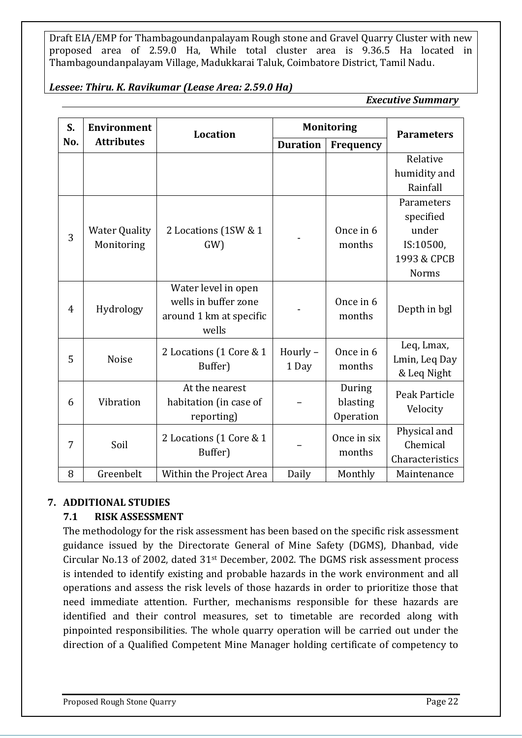| S. No. | Environment Attributes | Location | Monitoring | | Parameters |
|---|---|---|---|---|---|
| | | | Duration | Frequency | |
| | | | | | Relative humidity and Rainfall |
| 3 | Water Quality Monitoring | 2 Locations (1SW & 1 GW) | - | Once in 6 months | Parameters specified under IS:10500, 1993 & CPCB Norms |
| 4 | Hydrology | Water level in open wells in buffer zone around 1 km at specific wells | - | Once in 6 months | Depth in bgl |
| 5 | Noise | 2 Locations (1 Core & 1 Buffer) | Hourly – 1 Day | Once in 6 months | Leq, Lmax, Lmin, Leq Day & Leq Night |
| 6 | Vibration | At the nearest habitation (in case of reporting) | – | During blasting Operation | Peak Particle Velocity |
| 7 | Soil | 2 Locations (1 Core & 1 Buffer) | – | Once in six months | Physical and Chemical Characteristics |
| 8 | Greenbelt | Within the Project Area | Daily | Monthly | Maintenance |

## 7. ADDITIONAL STUDIES

### 7.1 RISK ASSESSMENT

The methodology for the risk assessment has been based on the specific risk assessment guidance issued by the Directorate General of Mine Safety (DGMS), Dhanbad, vide Circular No.13 of 2002, dated 31st December, 2002. The DGMS risk assessment process is intended to identify existing and probable hazards in the work environment and all operations and assess the risk levels of those hazards in order to prioritize those that need immediate attention. Further, mechanisms responsible for these hazards are identified and their control measures, set to timetable are recorded along with pinpointed responsibilities. The whole quarry operation will be carried out under the direction of a Qualified Competent Mine Manager holding certificate of competency to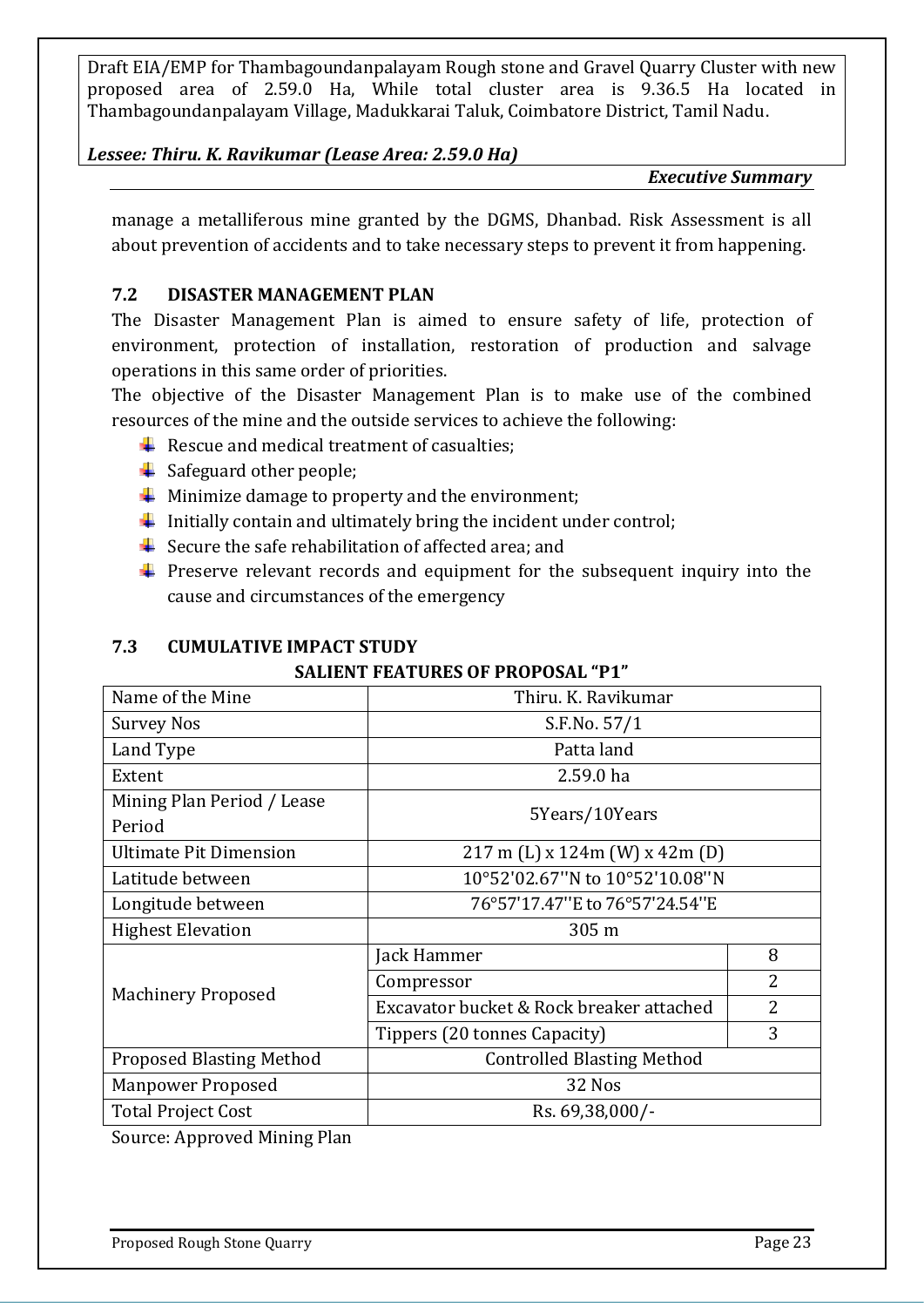manage a metalliferous mine granted by the DGMS, Dhanbad. Risk Assessment is all about prevention of accidents and to take necessary steps to prevent it from happening.

### 7.2 DISASTER MANAGEMENT PLAN

The Disaster Management Plan is aimed to ensure safety of life, protection of environment, protection of installation, restoration of production and salvage operations in this same order of priorities.

The objective of the Disaster Management Plan is to make use of the combined resources of the mine and the outside services to achieve the following:

- Rescue and medical treatment of casualties;
- Safeguard other people;
- Minimize damage to property and the environment;
- Initially contain and ultimately bring the incident under control;
- Secure the safe rehabilitation of affected area; and
- Preserve relevant records and equipment for the subsequent inquiry into the cause and circumstances of the emergency

### 7.3 CUMULATIVE IMPACT STUDY

**SALIENT FEATURES OF PROPOSAL "P1"**

| Name of the Mine | Thiru. K. Ravikumar | |
|---|---|---|
| Survey Nos | S.F.No. 57/1 | |
| Land Type | Patta land | |
| Extent | 2.59.0 ha | |
| Mining Plan Period / Lease Period | 5Years/10Years | |
| Ultimate Pit Dimension | 217 m (L) x 124m (W) x 42m (D) | |
| Latitude between | 10°52'02.67''N to 10°52'10.08''N | |
| Longitude between | 76°57'17.47''E to 76°57'24.54''E | |
| Highest Elevation | 305 m | |
| Machinery Proposed | Jack Hammer | 8 |
| | Compressor | 2 |
| | Excavator bucket & Rock breaker attached | 2 |
| | Tippers (20 tonnes Capacity) | 3 |
| Proposed Blasting Method | Controlled Blasting Method | |
| Manpower Proposed | 32 Nos | |
| Total Project Cost | Rs. 69,38,000/- | |

Source: Approved Mining Plan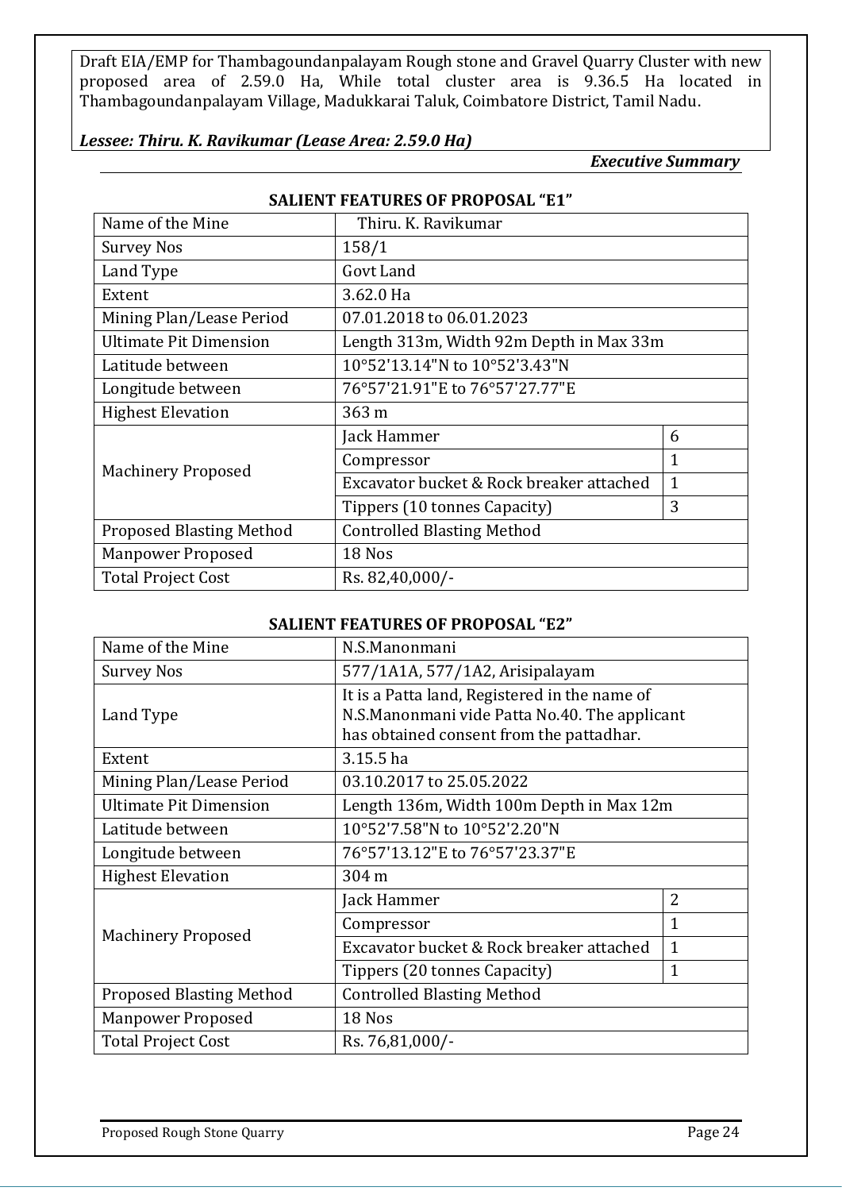### SALIENT FEATURES OF PROPOSAL "E1"

| Name of the Mine | Thiru. K. Ravikumar | |
|---|---|---|
| Survey Nos | 158/1 | |
| Land Type | Govt Land | |
| Extent | 3.62.0 Ha | |
| Mining Plan/Lease Period | 07.01.2018 to 06.01.2023 | |
| Ultimate Pit Dimension | Length 313m, Width 92m Depth in Max 33m | |
| Latitude between | 10°52'13.14"N to 10°52'3.43"N | |
| Longitude between | 76°57'21.91"E to 76°57'27.77"E | |
| Highest Elevation | 363 m | |
| Machinery Proposed | Jack Hammer | 6 |
| | Compressor | 1 |
| | Excavator bucket & Rock breaker attached | 1 |
| | Tippers (10 tonnes Capacity) | 3 |
| Proposed Blasting Method | Controlled Blasting Method | |
| Manpower Proposed | 18 Nos | |
| Total Project Cost | Rs. 82,40,000/- | |

### SALIENT FEATURES OF PROPOSAL "E2"

| Name of the Mine | N.S.Manonmani | |
|---|---|---|
| Survey Nos | 577/1A1A, 577/1A2, Arisipalayam | |
| Land Type | It is a Patta land, Registered in the name of N.S.Manonmani vide Patta No.40. The applicant has obtained consent from the pattadhar. | |
| Extent | 3.15.5 ha | |
| Mining Plan/Lease Period | 03.10.2017 to 25.05.2022 | |
| Ultimate Pit Dimension | Length 136m, Width 100m Depth in Max 12m | |
| Latitude between | 10°52'7.58"N to 10°52'2.20"N | |
| Longitude between | 76°57'13.12"E to 76°57'23.37"E | |
| Highest Elevation | 304 m | |
| Machinery Proposed | Jack Hammer | 2 |
| | Compressor | 1 |
| | Excavator bucket & Rock breaker attached | 1 |
| | Tippers (20 tonnes Capacity) | 1 |
| Proposed Blasting Method | Controlled Blasting Method | |
| Manpower Proposed | 18 Nos | |
| Total Project Cost | Rs. 76,81,000/- | |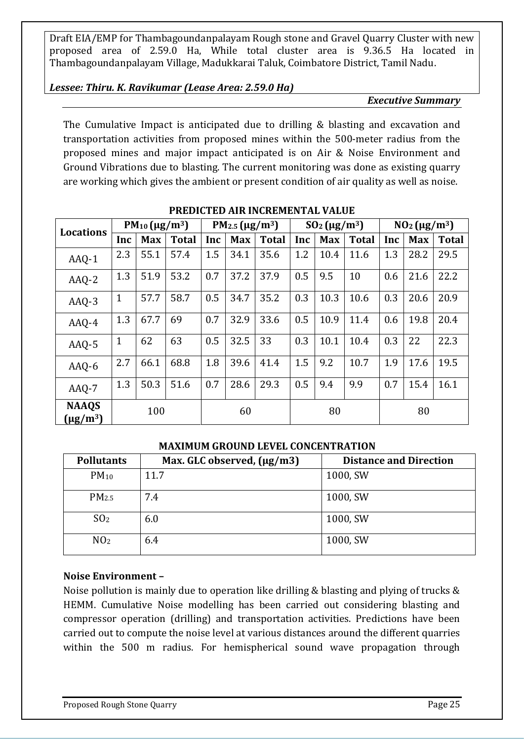The Cumulative Impact is anticipated due to drilling & blasting and excavation and transportation activities from proposed mines within the 500-meter radius from the proposed mines and major impact anticipated is on Air & Noise Environment and Ground Vibrations due to blasting. The current monitoring was done as existing quarry are working which gives the ambient or present condition of air quality as well as noise.

**PREDICTED AIR INCREMENTAL VALUE**

| Locations | $PM_{10}$ (µg/m³) | | | $PM_{2.5}$ (µg/m³) | | | $SO_2$ (µg/m³) | | | $NO_2$ (µg/m³) | | |
|---|---|---|---|---|---|---|---|---|---|---|---|---|
| | Inc | Max | Total | Inc | Max | Total | Inc | Max | Total | Inc | Max | Total |
| AAQ-1 | 2.3 | 55.1 | 57.4 | 1.5 | 34.1 | 35.6 | 1.2 | 10.4 | 11.6 | 1.3 | 28.2 | 29.5 |
| AAQ-2 | 1.3 | 51.9 | 53.2 | 0.7 | 37.2 | 37.9 | 0.5 | 9.5 | 10 | 0.6 | 21.6 | 22.2 |
| AAQ-3 | 1 | 57.7 | 58.7 | 0.5 | 34.7 | 35.2 | 0.3 | 10.3 | 10.6 | 0.3 | 20.6 | 20.9 |
| AAQ-4 | 1.3 | 67.7 | 69 | 0.7 | 32.9 | 33.6 | 0.5 | 10.9 | 11.4 | 0.6 | 19.8 | 20.4 |
| AAQ-5 | 1 | 62 | 63 | 0.5 | 32.5 | 33 | 0.3 | 10.1 | 10.4 | 0.3 | 22 | 22.3 |
| AAQ-6 | 2.7 | 66.1 | 68.8 | 1.8 | 39.6 | 41.4 | 1.5 | 9.2 | 10.7 | 1.9 | 17.6 | 19.5 |
| AAQ-7 | 1.3 | 50.3 | 51.6 | 0.7 | 28.6 | 29.3 | 0.5 | 9.4 | 9.9 | 0.7 | 15.4 | 16.1 |
| **NAAQS (µg/m³)** | 100 | | | 60 | | | 80 | | | 80 | | |

**MAXIMUM GROUND LEVEL CONCENTRATION**

| Pollutants | Max. GLC observed, (µg/m3) | Distance and Direction |
|---|---|---|
| $PM_{10}$ | 11.7 | 1000, SW |
| $PM_{2.5}$ | 7.4 | 1000, SW |
| $SO_2$ | 6.0 | 1000, SW |
| $NO_2$ | 6.4 | 1000, SW |

**Noise Environment –**

Noise pollution is mainly due to operation like drilling & blasting and plying of trucks & HEMM. Cumulative Noise modelling has been carried out considering blasting and compressor operation (drilling) and transportation activities. Predictions have been carried out to compute the noise level at various distances around the different quarries within the 500 m radius. For hemispherical sound wave propagation through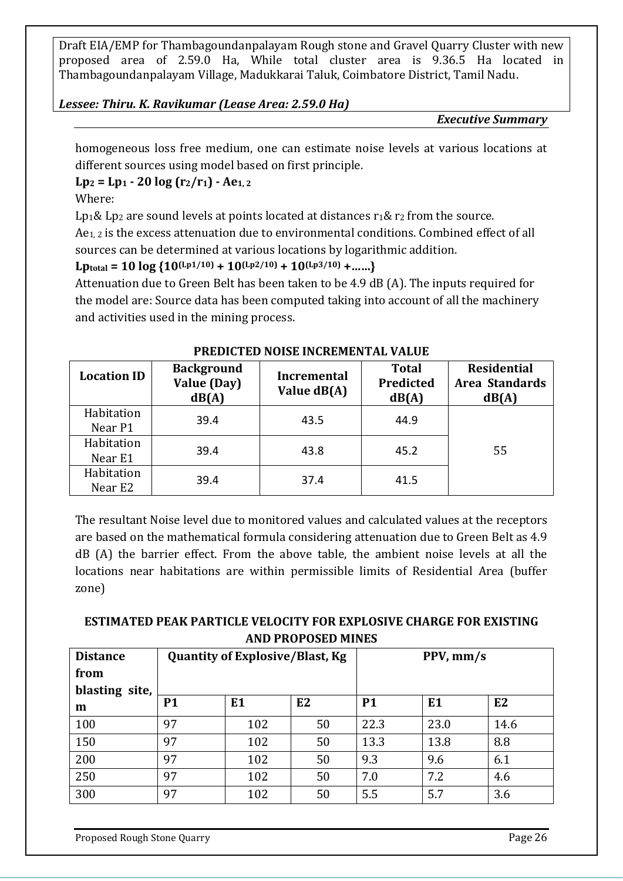homogeneous loss free medium, one can estimate noise levels at various locations at different sources using model based on first principle.

$$Lp_2 = Lp_1 - 20 \log (r_2/r_1) - Ae_{1,2}$$

Where:

$Lp_1$ & $Lp_2$ are sound levels at points located at distances $r_1$ & $r_2$ from the source.

$Ae_{1,2}$ is the excess attenuation due to environmental conditions. Combined effect of all sources can be determined at various locations by logarithmic addition.

$$Lp_{total} = 10 \log \{10^{(Lp1/10)} + 10^{(Lp2/10)} + 10^{(Lp3/10)} + \ldots\ldots\}$$

Attenuation due to Green Belt has been taken to be 4.9 dB (A). The inputs required for the model are: Source data has been computed taking into account of all the machinery and activities used in the mining process.

**PREDICTED NOISE INCREMENTAL VALUE**

| Location ID | Background Value (Day) dB(A) | Incremental Value dB(A) | Total Predicted dB(A) | Residential Area Standards dB(A) |
|---|---|---|---|---|
| Habitation Near P1 | 39.4 | 43.5 | 44.9 | 55 |
| Habitation Near E1 | 39.4 | 43.8 | 45.2 | |
| Habitation Near E2 | 39.4 | 37.4 | 41.5 | |

The resultant Noise level due to monitored values and calculated values at the receptors are based on the mathematical formula considering attenuation due to Green Belt as 4.9 dB (A) the barrier effect. From the above table, the ambient noise levels at all the locations near habitations are within permissible limits of Residential Area (buffer zone)

**ESTIMATED PEAK PARTICLE VELOCITY FOR EXPLOSIVE CHARGE FOR EXISTING AND PROPOSED MINES**

| Distance from blasting site, m | Quantity of Explosive/Blast, Kg | | | PPV, mm/s | | |
|---|---|---|---|---|---|---|
| | P1 | E1 | E2 | P1 | E1 | E2 |
| 100 | 97 | 102 | 50 | 22.3 | 23.0 | 14.6 |
| 150 | 97 | 102 | 50 | 13.3 | 13.8 | 8.8 |
| 200 | 97 | 102 | 50 | 9.3 | 9.6 | 6.1 |
| 250 | 97 | 102 | 50 | 7.0 | 7.2 | 4.6 |
| 300 | 97 | 102 | 50 | 5.5 | 5.7 | 3.6 |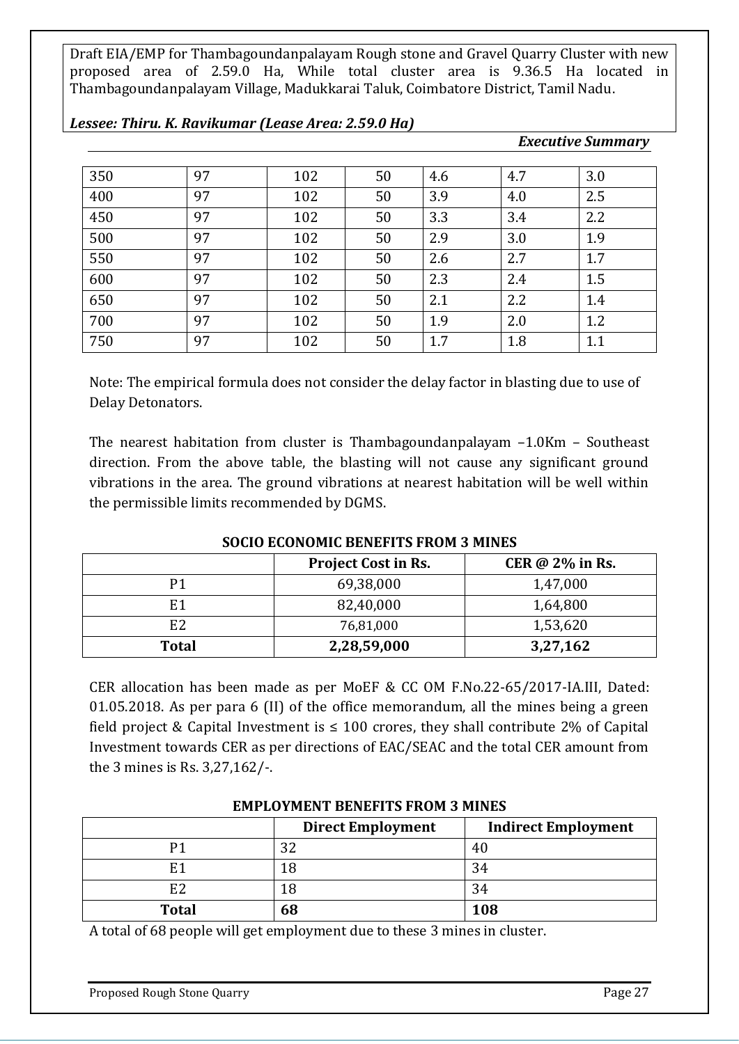| 350 | 97 | 102 | 50 | 4.6 | 4.7 | 3.0 |
|---|---|---|---|---|---|---|
| 400 | 97 | 102 | 50 | 3.9 | 4.0 | 2.5 |
| 450 | 97 | 102 | 50 | 3.3 | 3.4 | 2.2 |
| 500 | 97 | 102 | 50 | 2.9 | 3.0 | 1.9 |
| 550 | 97 | 102 | 50 | 2.6 | 2.7 | 1.7 |
| 600 | 97 | 102 | 50 | 2.3 | 2.4 | 1.5 |
| 650 | 97 | 102 | 50 | 2.1 | 2.2 | 1.4 |
| 700 | 97 | 102 | 50 | 1.9 | 2.0 | 1.2 |
| 750 | 97 | 102 | 50 | 1.7 | 1.8 | 1.1 |

Note: The empirical formula does not consider the delay factor in blasting due to use of Delay Detonators.

The nearest habitation from cluster is Thambagoundanpalayam –1.0Km – Southeast direction. From the above table, the blasting will not cause any significant ground vibrations in the area. The ground vibrations at nearest habitation will be well within the permissible limits recommended by DGMS.

**SOCIO ECONOMIC BENEFITS FROM 3 MINES**

| | Project Cost in Rs. | CER @ 2% in Rs. |
|---|---|---|
| P1 | 69,38,000 | 1,47,000 |
| E1 | 82,40,000 | 1,64,800 |
| E2 | 76,81,000 | 1,53,620 |
| **Total** | **2,28,59,000** | **3,27,162** |

CER allocation has been made as per MoEF & CC OM F.No.22-65/2017-IA.III, Dated: 01.05.2018. As per para 6 (II) of the office memorandum, all the mines being a green field project & Capital Investment is ≤ 100 crores, they shall contribute 2% of Capital Investment towards CER as per directions of EAC/SEAC and the total CER amount from the 3 mines is Rs. 3,27,162/-.

**EMPLOYMENT BENEFITS FROM 3 MINES**

| | Direct Employment | Indirect Employment |
|---|---|---|
| P1 | 32 | 40 |
| E1 | 18 | 34 |
| E2 | 18 | 34 |
| **Total** | **68** | **108** |

A total of 68 people will get employment due to these 3 mines in cluster.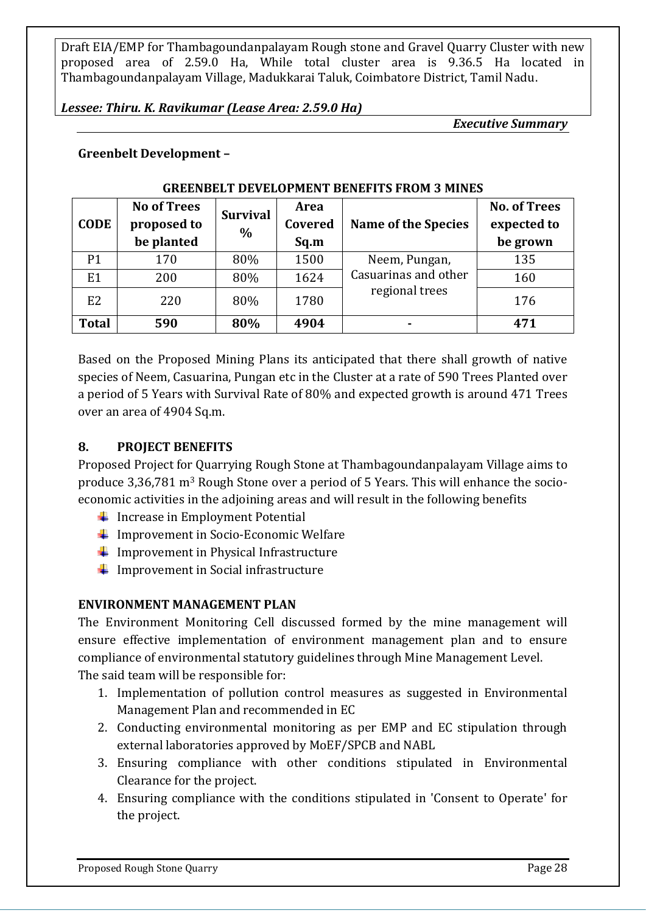**Greenbelt Development –**

**GREENBELT DEVELOPMENT BENEFITS FROM 3 MINES**

| CODE | No of Trees proposed to be planted | Survival % | Area Covered Sq.m | Name of the Species | No. of Trees expected to be grown |
|---|---|---|---|---|---|
| P1 | 170 | 80% | 1500 | Neem, Pungan, Casuarinas and other regional trees | 135 |
| E1 | 200 | 80% | 1624 | | 160 |
| E2 | 220 | 80% | 1780 | | 176 |
| **Total** | **590** | **80%** | **4904** | - | **471** |

Based on the Proposed Mining Plans its anticipated that there shall growth of native species of Neem, Casuarina, Pungan etc in the Cluster at a rate of 590 Trees Planted over a period of 5 Years with Survival Rate of 80% and expected growth is around 471 Trees over an area of 4904 Sq.m.

## 8. PROJECT BENEFITS

Proposed Project for Quarrying Rough Stone at Thambagoundanpalayam Village aims to produce 3,36,781 m$^3$ Rough Stone over a period of 5 Years. This will enhance the socio-economic activities in the adjoining areas and will result in the following benefits

- Increase in Employment Potential
- Improvement in Socio-Economic Welfare
- Improvement in Physical Infrastructure
- Improvement in Social infrastructure

## ENVIRONMENT MANAGEMENT PLAN

The Environment Monitoring Cell discussed formed by the mine management will ensure effective implementation of environment management plan and to ensure compliance of environmental statutory guidelines through Mine Management Level.
The said team will be responsible for:

1. Implementation of pollution control measures as suggested in Environmental Management Plan and recommended in EC
2. Conducting environmental monitoring as per EMP and EC stipulation through external laboratories approved by MoEF/SPCB and NABL
3. Ensuring compliance with other conditions stipulated in Environmental Clearance for the project.
4. Ensuring compliance with the conditions stipulated in 'Consent to Operate' for the project.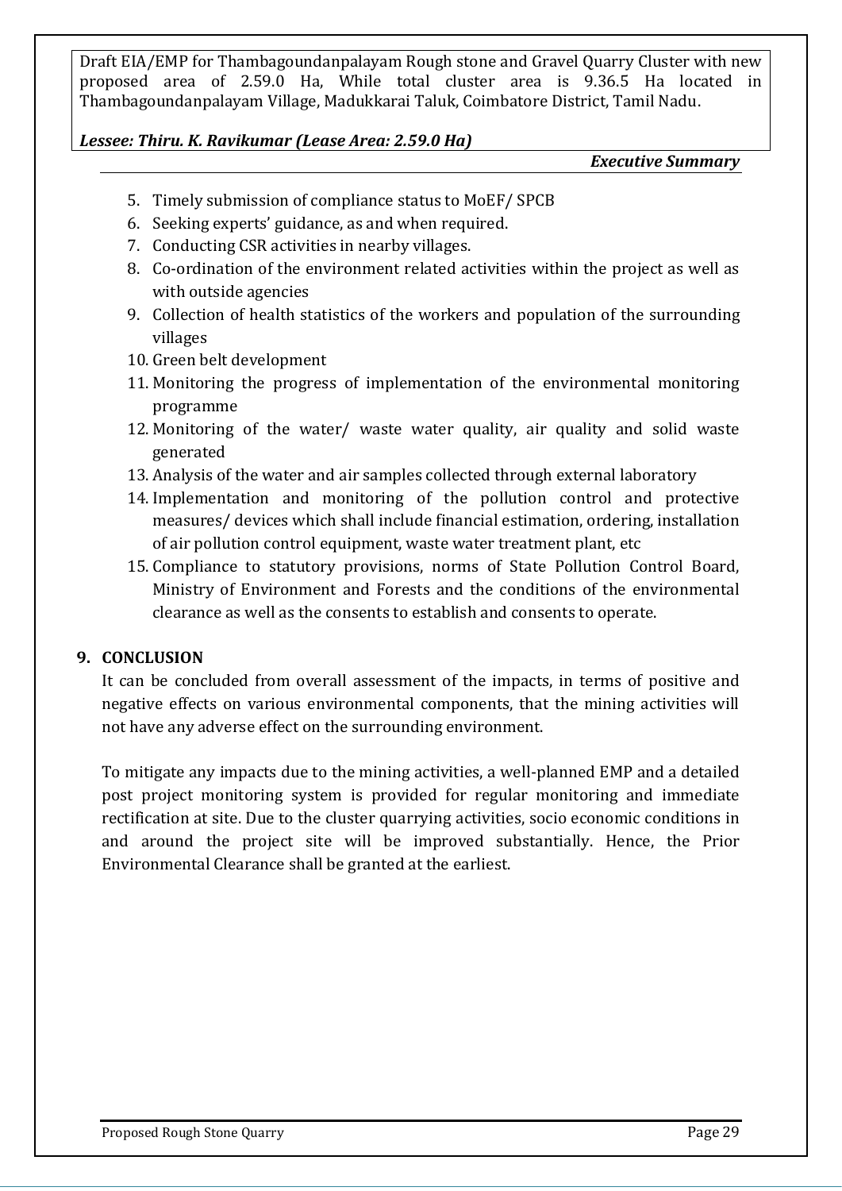5. Timely submission of compliance status to MoEF/ SPCB
6. Seeking experts' guidance, as and when required.
7. Conducting CSR activities in nearby villages.
8. Co-ordination of the environment related activities within the project as well as with outside agencies
9. Collection of health statistics of the workers and population of the surrounding villages
10. Green belt development
11. Monitoring the progress of implementation of the environmental monitoring programme
12. Monitoring of the water/ waste water quality, air quality and solid waste generated
13. Analysis of the water and air samples collected through external laboratory
14. Implementation and monitoring of the pollution control and protective measures/ devices which shall include financial estimation, ordering, installation of air pollution control equipment, waste water treatment plant, etc
15. Compliance to statutory provisions, norms of State Pollution Control Board, Ministry of Environment and Forests and the conditions of the environmental clearance as well as the consents to establish and consents to operate.

## 9. CONCLUSION

It can be concluded from overall assessment of the impacts, in terms of positive and negative effects on various environmental components, that the mining activities will not have any adverse effect on the surrounding environment.

To mitigate any impacts due to the mining activities, a well-planned EMP and a detailed post project monitoring system is provided for regular monitoring and immediate rectification at site. Due to the cluster quarrying activities, socio economic conditions in and around the project site will be improved substantially. Hence, the Prior Environmental Clearance shall be granted at the earliest.